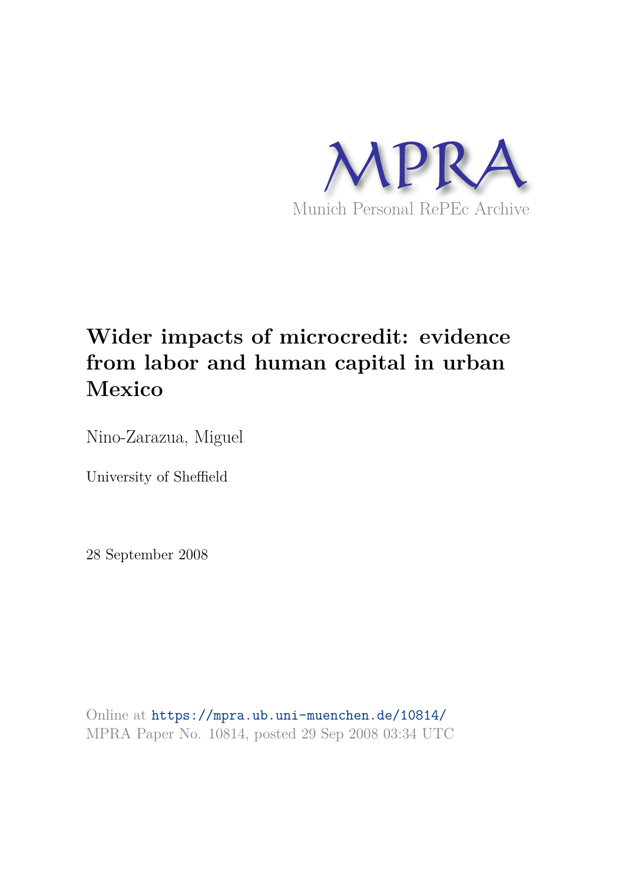MPRA

Munich Personal RePEc Archive

# Wider impacts of microcredit: evidence from labor and human capital in urban Mexico

Nino-Zarazua, Miguel

University of Sheffield

28 September 2008

Online at https://mpra.ub.uni-muenchen.de/10814/
MPRA Paper No. 10814, posted 29 Sep 2008 03:34 UTC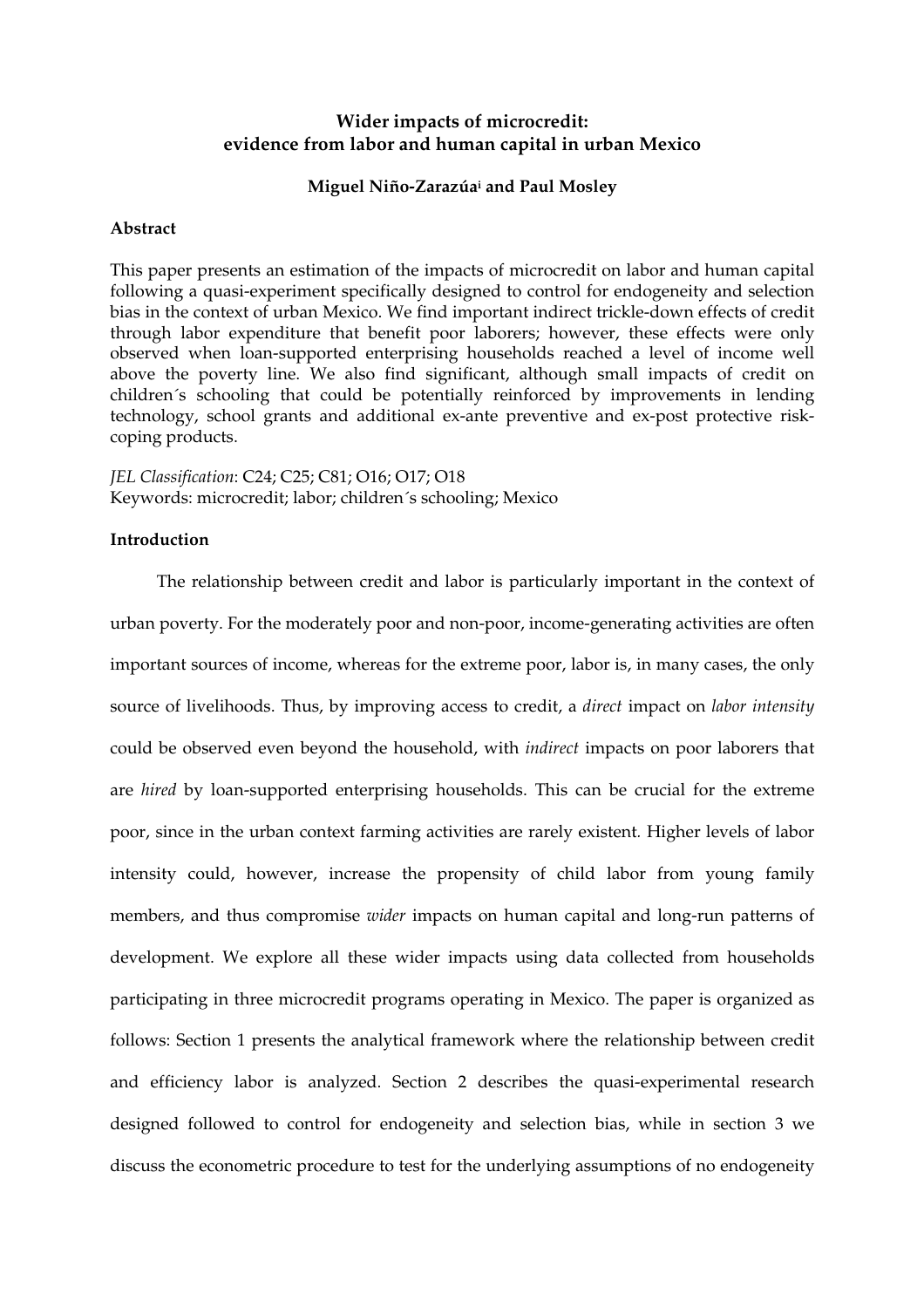**Wider impacts of microcredit: evidence from labor and human capital in urban Mexico**

**Miguel Niño-Zarazúa[i] and Paul Mosley**

**Abstract**

This paper presents an estimation of the impacts of microcredit on labor and human capital following a quasi-experiment specifically designed to control for endogeneity and selection bias in the context of urban Mexico. We find important indirect trickle-down effects of credit through labor expenditure that benefit poor laborers; however, these effects were only observed when loan-supported enterprising households reached a level of income well above the poverty line. We also find significant, although small impacts of credit on children´s schooling that could be potentially reinforced by improvements in lending technology, school grants and additional ex-ante preventive and ex-post protective risk-coping products.

*JEL Classification*: C24; C25; C81; O16; O17; O18
Keywords: microcredit; labor; children´s schooling; Mexico

**Introduction**

The relationship between credit and labor is particularly important in the context of urban poverty. For the moderately poor and non-poor, income-generating activities are often important sources of income, whereas for the extreme poor, labor is, in many cases, the only source of livelihoods. Thus, by improving access to credit, a *direct* impact on *labor intensity* could be observed even beyond the household, with *indirect* impacts on poor laborers that are *hired* by loan-supported enterprising households. This can be crucial for the extreme poor, since in the urban context farming activities are rarely existent. Higher levels of labor intensity could, however, increase the propensity of child labor from young family members, and thus compromise *wider* impacts on human capital and long-run patterns of development. We explore all these wider impacts using data collected from households participating in three microcredit programs operating in Mexico. The paper is organized as follows: Section 1 presents the analytical framework where the relationship between credit and efficiency labor is analyzed. Section 2 describes the quasi-experimental research designed followed to control for endogeneity and selection bias, while in section 3 we discuss the econometric procedure to test for the underlying assumptions of no endogeneity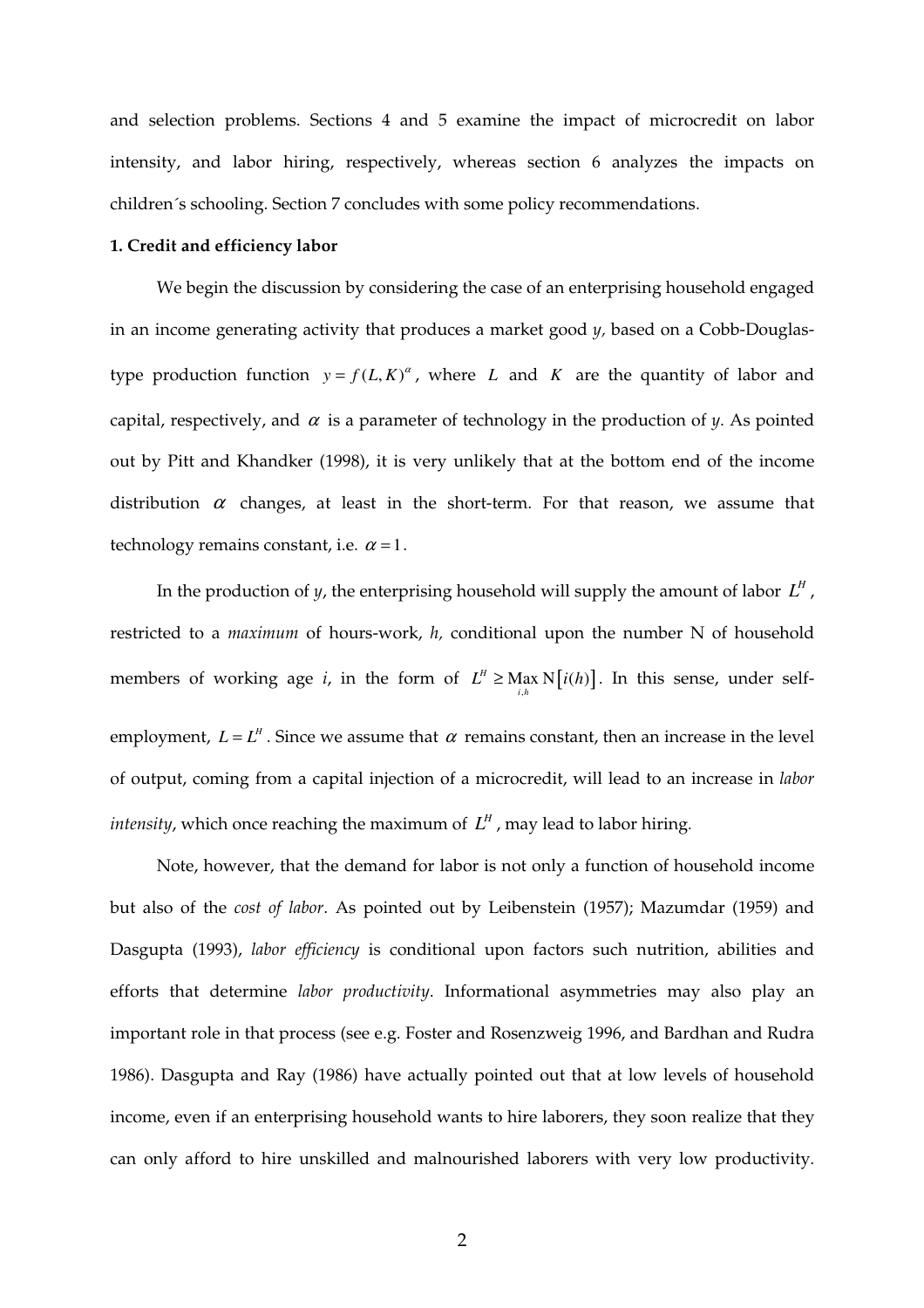and selection problems. Sections 4 and 5 examine the impact of microcredit on labor intensity, and labor hiring, respectively, whereas section 6 analyzes the impacts on children´s schooling. Section 7 concludes with some policy recommendations.

**1. Credit and efficiency labor**

We begin the discussion by considering the case of an enterprising household engaged in an income generating activity that produces a market good *y,* based on a Cobb-Douglas-type production function $y = f(L, K)^{\alpha}$, where $L$ and $K$ are the quantity of labor and capital, respectively, and $\alpha$ is a parameter of technology in the production of *y*. As pointed out by Pitt and Khandker (1998), it is very unlikely that at the bottom end of the income distribution $\alpha$ changes, at least in the short-term. For that reason, we assume that technology remains constant, i.e. $\alpha = 1$.

In the production of *y*, the enterprising household will supply the amount of labor $L^{H}$, restricted to a *maximum* of hours-work, *h,* conditional upon the number N of household members of working age *i*, in the form of $L^{H} \geq \underset{i,h}{\text{Max}}\, \text{N}\left[i(h)\right]$. In this sense, under self-employment, $L = L^{H}$. Since we assume that $\alpha$ remains constant, then an increase in the level of output, coming from a capital injection of a microcredit, will lead to an increase in *labor intensity*, which once reaching the maximum of $L^{H}$, may lead to labor hiring.

Note, however, that the demand for labor is not only a function of household income but also of the *cost of labor*. As pointed out by Leibenstein (1957); Mazumdar (1959) and Dasgupta (1993), *labor efficiency* is conditional upon factors such nutrition, abilities and efforts that determine *labor productivity*. Informational asymmetries may also play an important role in that process (see e.g. Foster and Rosenzweig 1996, and Bardhan and Rudra 1986). Dasgupta and Ray (1986) have actually pointed out that at low levels of household income, even if an enterprising household wants to hire laborers, they soon realize that they can only afford to hire unskilled and malnourished laborers with very low productivity.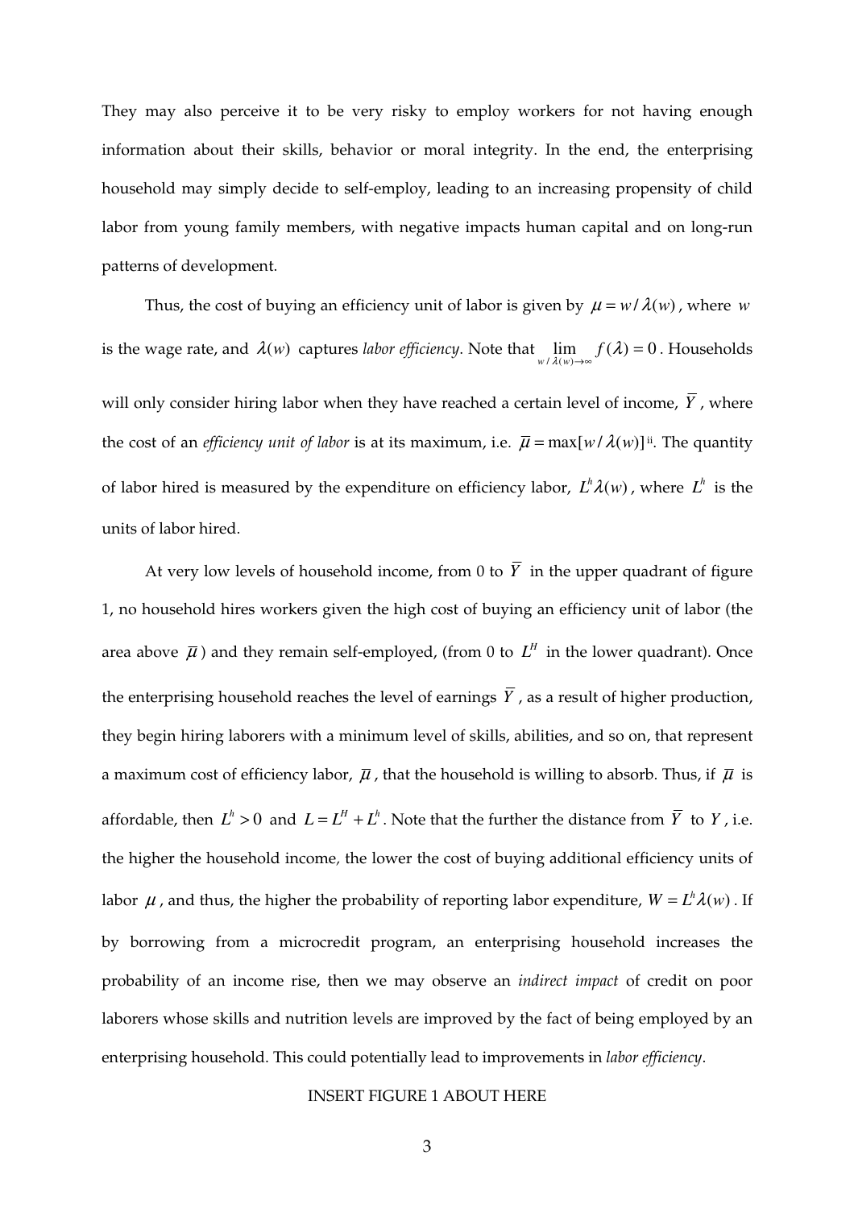They may also perceive it to be very risky to employ workers for not having enough information about their skills, behavior or moral integrity. In the end, the enterprising household may simply decide to self-employ, leading to an increasing propensity of child labor from young family members, with negative impacts human capital and on long-run patterns of development.

Thus, the cost of buying an efficiency unit of labor is given by $\mu = w / \lambda(w)$, where $w$ is the wage rate, and $\lambda(w)$ captures *labor efficiency*. Note that $\lim_{w/\lambda(w)\to\infty} f(\lambda) = 0$. Households will only consider hiring labor when they have reached a certain level of income, $\overline{Y}$, where the cost of an *efficiency unit of labor* is at its maximum, i.e. $\overline{\mu} = \max[w / \lambda(w)]$[ii]. The quantity of labor hired is measured by the expenditure on efficiency labor, $L^h \lambda(w)$, where $L^h$ is the units of labor hired.

At very low levels of household income, from 0 to $\overline{Y}$ in the upper quadrant of figure 1, no household hires workers given the high cost of buying an efficiency unit of labor (the area above $\overline{\mu}$) and they remain self-employed, (from 0 to $L^H$ in the lower quadrant). Once the enterprising household reaches the level of earnings $\overline{Y}$, as a result of higher production, they begin hiring laborers with a minimum level of skills, abilities, and so on, that represent a maximum cost of efficiency labor, $\overline{\mu}$, that the household is willing to absorb. Thus, if $\overline{\mu}$ is affordable, then $L^h > 0$ and $L = L^H + L^h$. Note that the further the distance from $\overline{Y}$ to $Y$, i.e. the higher the household income, the lower the cost of buying additional efficiency units of labor $\mu$, and thus, the higher the probability of reporting labor expenditure, $W = L^h \lambda(w)$. If by borrowing from a microcredit program, an enterprising household increases the probability of an income rise, then we may observe an *indirect impact* of credit on poor laborers whose skills and nutrition levels are improved by the fact of being employed by an enterprising household. This could potentially lead to improvements in *labor efficiency*.

INSERT FIGURE 1 ABOUT HERE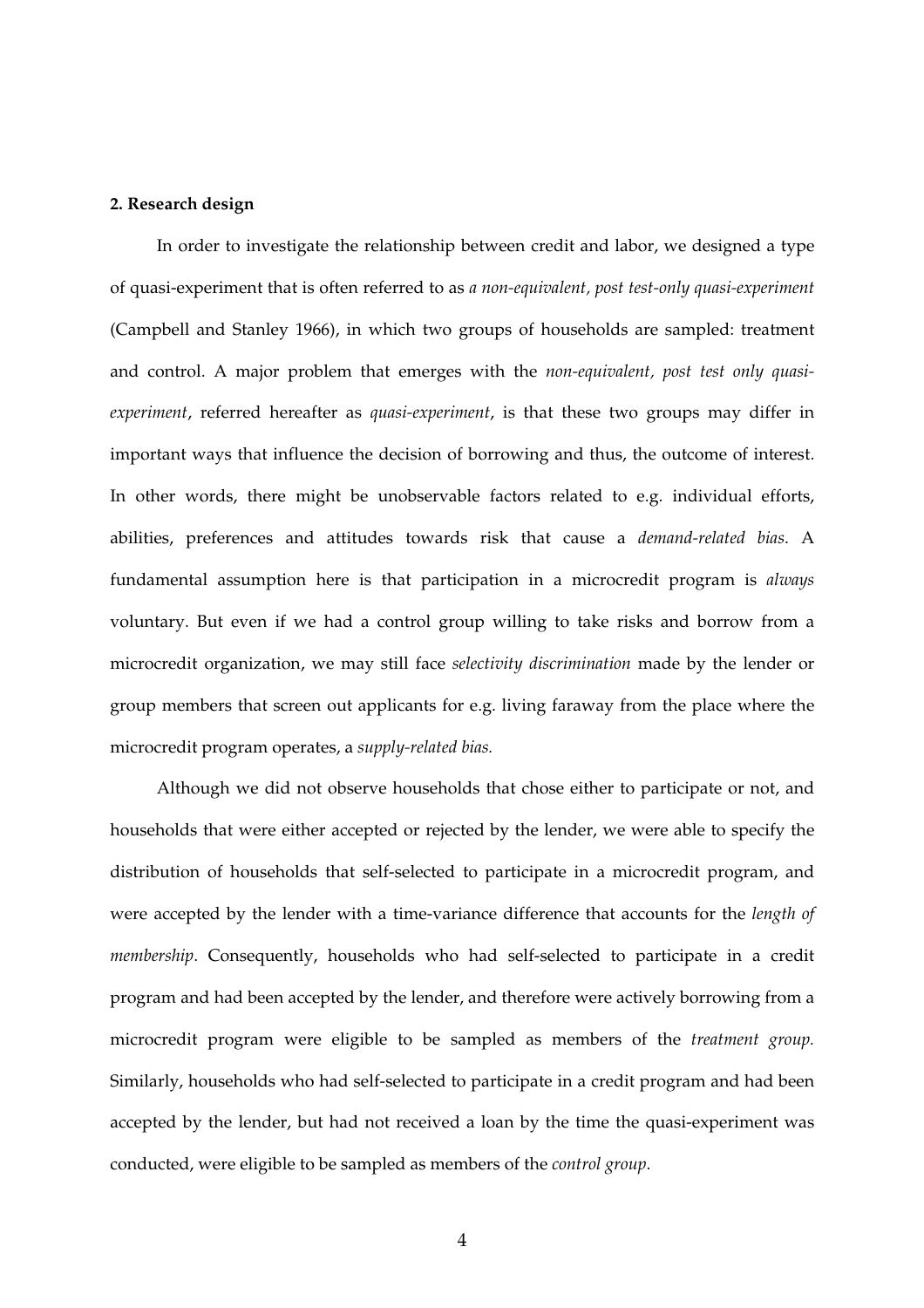**2. Research design**

In order to investigate the relationship between credit and labor, we designed a type of quasi-experiment that is often referred to as *a non-equivalent, post test-only quasi-experiment* (Campbell and Stanley 1966), in which two groups of households are sampled: treatment and control. A major problem that emerges with the *non-equivalent, post test only quasi-experiment*, referred hereafter as *quasi-experiment*, is that these two groups may differ in important ways that influence the decision of borrowing and thus, the outcome of interest. In other words, there might be unobservable factors related to e.g. individual efforts, abilities, preferences and attitudes towards risk that cause a *demand-related bias*. A fundamental assumption here is that participation in a microcredit program is *always* voluntary. But even if we had a control group willing to take risks and borrow from a microcredit organization, we may still face *selectivity discrimination* made by the lender or group members that screen out applicants for e.g. living faraway from the place where the microcredit program operates, a *supply-related bias.*

Although we did not observe households that chose either to participate or not, and households that were either accepted or rejected by the lender, we were able to specify the distribution of households that self-selected to participate in a microcredit program, and were accepted by the lender with a time-variance difference that accounts for the *length of membership*. Consequently, households who had self-selected to participate in a credit program and had been accepted by the lender, and therefore were actively borrowing from a microcredit program were eligible to be sampled as members of the *treatment group.* Similarly, households who had self-selected to participate in a credit program and had been accepted by the lender, but had not received a loan by the time the quasi-experiment was conducted, were eligible to be sampled as members of the *control group*.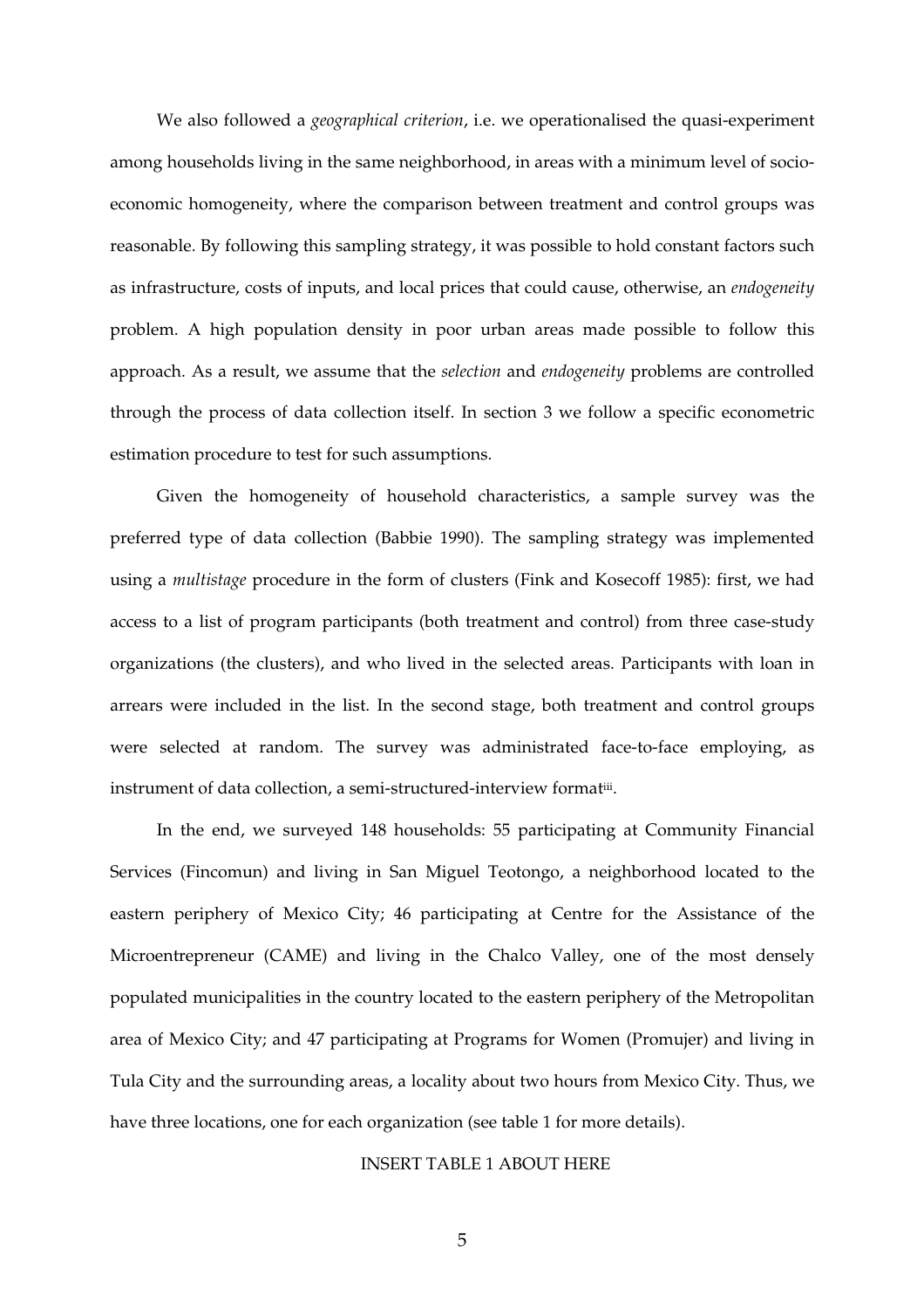We also followed a *geographical criterion*, i.e. we operationalised the quasi-experiment among households living in the same neighborhood, in areas with a minimum level of socio-economic homogeneity, where the comparison between treatment and control groups was reasonable. By following this sampling strategy, it was possible to hold constant factors such as infrastructure, costs of inputs, and local prices that could cause, otherwise, an *endogeneity* problem. A high population density in poor urban areas made possible to follow this approach. As a result, we assume that the *selection* and *endogeneity* problems are controlled through the process of data collection itself. In section 3 we follow a specific econometric estimation procedure to test for such assumptions.

Given the homogeneity of household characteristics, a sample survey was the preferred type of data collection (Babbie 1990). The sampling strategy was implemented using a *multistage* procedure in the form of clusters (Fink and Kosecoff 1985): first, we had access to a list of program participants (both treatment and control) from three case-study organizations (the clusters), and who lived in the selected areas. Participants with loan in arrears were included in the list. In the second stage, both treatment and control groups were selected at random. The survey was administrated face-to-face employing, as instrument of data collection, a semi-structured-interview format[iii].

In the end, we surveyed 148 households: 55 participating at Community Financial Services (Fincomun) and living in San Miguel Teotongo, a neighborhood located to the eastern periphery of Mexico City; 46 participating at Centre for the Assistance of the Microentrepreneur (CAME) and living in the Chalco Valley, one of the most densely populated municipalities in the country located to the eastern periphery of the Metropolitan area of Mexico City; and 47 participating at Programs for Women (Promujer) and living in Tula City and the surrounding areas, a locality about two hours from Mexico City. Thus, we have three locations, one for each organization (see table 1 for more details).

INSERT TABLE 1 ABOUT HERE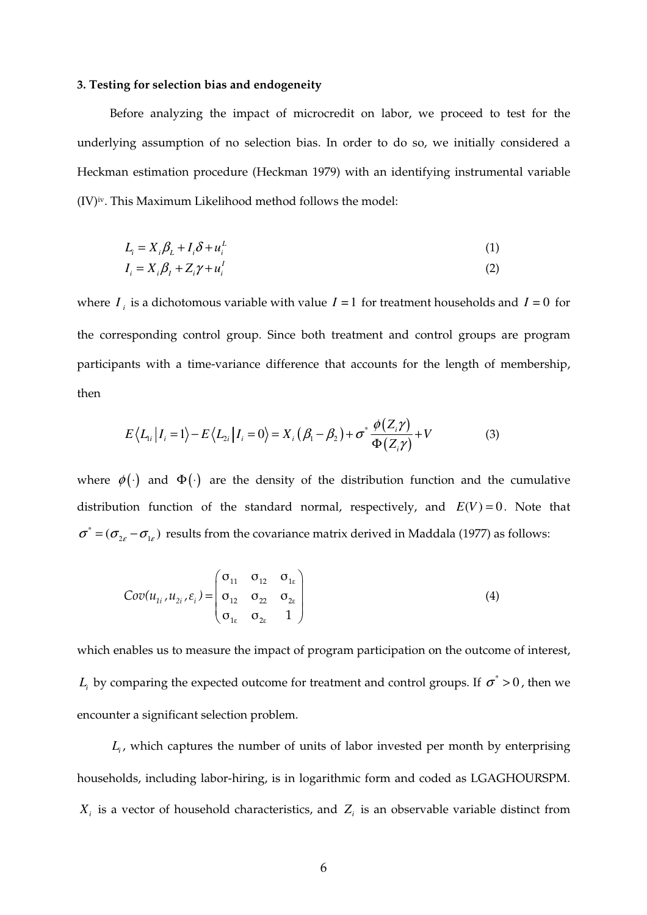### 3. Testing for selection bias and endogeneity

Before analyzing the impact of microcredit on labor, we proceed to test for the underlying assumption of no selection bias. In order to do so, we initially considered a Heckman estimation procedure (Heckman 1979) with an identifying instrumental variable (IV)[iv]. This Maximum Likelihood method follows the model:

$$L_i = X_i \beta_L + I_i \delta + u_i^L \tag{1}$$

$$I_i = X_i \beta_I + Z_i \gamma + u_i^I \tag{2}$$

where $I_i$ is a dichotomous variable with value $I = 1$ for treatment households and $I = 0$ for the corresponding control group. Since both treatment and control groups are program participants with a time-variance difference that accounts for the length of membership, then

$$E\langle L_{1i} \,|\, I_i = 1 \rangle - E\langle L_{2i} \,|\, I_i = 0 \rangle = X_i \left( \beta_1 - \beta_2 \right) + \sigma^* \frac{\phi\left(Z_i \gamma\right)}{\Phi\left(Z_i \gamma\right)} + V \tag{3}$$

where $\phi(\cdot)$ and $\Phi(\cdot)$ are the density of the distribution function and the cumulative distribution function of the standard normal, respectively, and $E(V) = 0$. Note that $\sigma^* = (\sigma_{2\varepsilon} - \sigma_{1\varepsilon})$ results from the covariance matrix derived in Maddala (1977) as follows:

$$Cov(u_{1i}, u_{2i}, \varepsilon_i) = \begin{pmatrix} \sigma_{11} & \sigma_{12} & \sigma_{1\varepsilon} \\ \sigma_{12} & \sigma_{22} & \sigma_{2\varepsilon} \\ \sigma_{1\varepsilon} & \sigma_{2\varepsilon} & 1 \end{pmatrix} \tag{4}$$

which enables us to measure the impact of program participation on the outcome of interest, $L_i$ by comparing the expected outcome for treatment and control groups. If $\sigma^* > 0$, then we encounter a significant selection problem.

$L_i$, which captures the number of units of labor invested per month by enterprising households, including labor-hiring, is in logarithmic form and coded as LGAGHOURSPM. $X_i$ is a vector of household characteristics, and $Z_i$ is an observable variable distinct from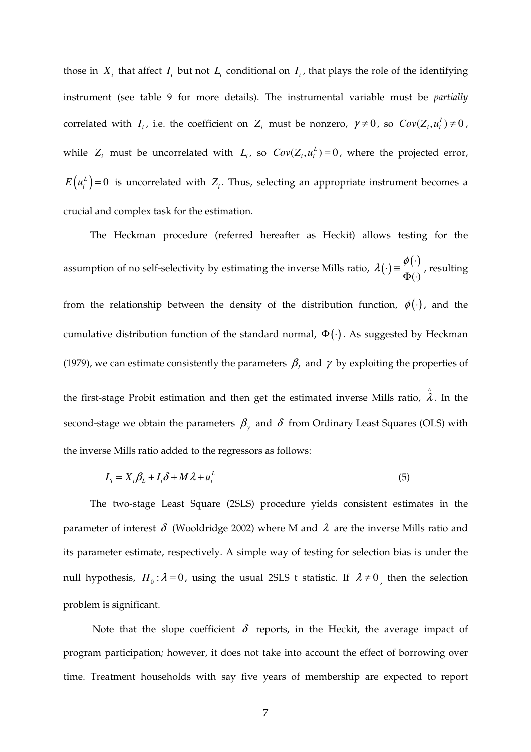those in $X_i$ that affect $I_i$ but not $L_i$ conditional on $I_i$, that plays the role of the identifying instrument (see table 9 for more details). The instrumental variable must be *partially* correlated with $I_i$, i.e. the coefficient on $Z_i$ must be nonzero, $\gamma \neq 0$, so $Cov(Z_i, u_i^I) \neq 0$, while $Z_i$ must be uncorrelated with $L_i$, so $Cov(Z_i, u_i^L) = 0$, where the projected error, $E\left(u_i^L\right) = 0$ is uncorrelated with $Z_i$. Thus, selecting an appropriate instrument becomes a crucial and complex task for the estimation.

The Heckman procedure (referred hereafter as Heckit) allows testing for the assumption of no self-selectivity by estimating the inverse Mills ratio, $\lambda(\cdot) \equiv \frac{\phi(\cdot)}{\Phi(\cdot)}$, resulting from the relationship between the density of the distribution function, $\phi(\cdot)$, and the cumulative distribution function of the standard normal, $\Phi(\cdot)$. As suggested by Heckman (1979), we can estimate consistently the parameters $\beta_I$ and $\gamma$ by exploiting the properties of the first-stage Probit estimation and then get the estimated inverse Mills ratio, $\hat{\lambda}$. In the second-stage we obtain the parameters $\beta_y$ and $\delta$ from Ordinary Least Squares (OLS) with the inverse Mills ratio added to the regressors as follows:

$$L_i = X_i \beta_L + I_i \delta + M \lambda + u_i^L \qquad (5)$$

The two-stage Least Square (2SLS) procedure yields consistent estimates in the parameter of interest $\delta$ (Wooldridge 2002) where M and $\lambda$ are the inverse Mills ratio and its parameter estimate, respectively. A simple way of testing for selection bias is under the null hypothesis, $H_0 : \lambda = 0$, using the usual 2SLS t statistic. If $\lambda \neq 0$, then the selection problem is significant.

Note that the slope coefficient $\delta$ reports, in the Heckit, the average impact of program participation; however, it does not take into account the effect of borrowing over time. Treatment households with say five years of membership are expected to report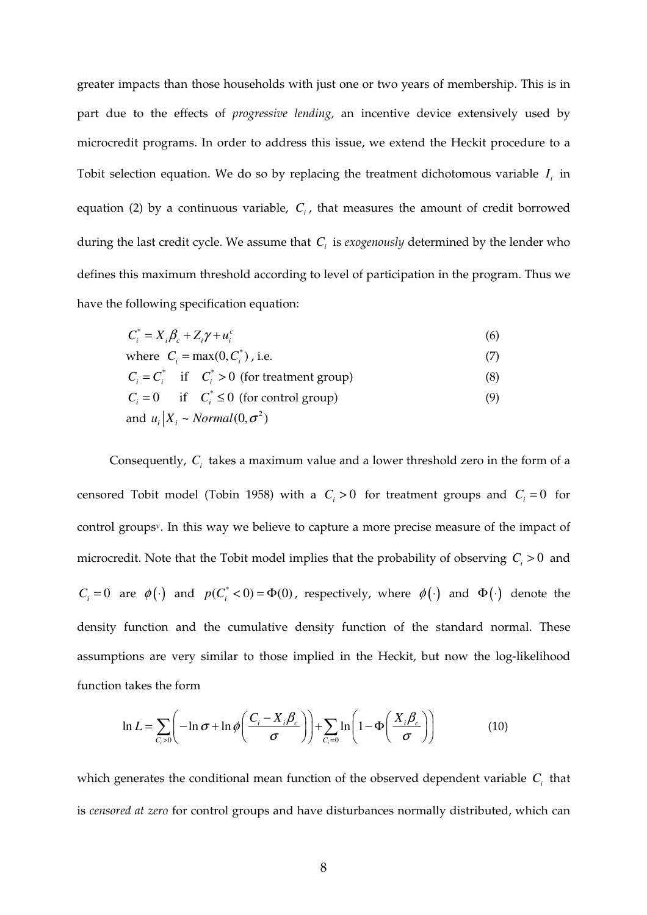greater impacts than those households with just one or two years of membership. This is in part due to the effects of *progressive lending*, an incentive device extensively used by microcredit programs. In order to address this issue, we extend the Heckit procedure to a Tobit selection equation. We do so by replacing the treatment dichotomous variable $I_i$ in equation (2) by a continuous variable, $C_i$, that measures the amount of credit borrowed during the last credit cycle. We assume that $C_i$ is *exogenously* determined by the lender who defines this maximum threshold according to level of participation in the program. Thus we have the following specification equation:

$$C_i^* = X_i\beta_c + Z_i\gamma + u_i^c \tag{6}$$

$$\text{where } C_i = \max(0, C_i^*)\text{, i.e.} \tag{7}$$

$$C_i = C_i^* \quad \text{if} \quad C_i^* > 0 \ \text{(for treatment group)} \tag{8}$$

$$C_i = 0 \quad \text{if} \quad C_i^* \leq 0 \ \text{(for control group)} \tag{9}$$

$$\text{and } u_i \big| X_i \sim Normal(0, \sigma^2)$$

Consequently, $C_i$ takes a maximum value and a lower threshold zero in the form of a censored Tobit model (Tobin 1958) with a $C_i > 0$ for treatment groups and $C_i = 0$ for control groups[v]. In this way we believe to capture a more precise measure of the impact of microcredit. Note that the Tobit model implies that the probability of observing $C_i > 0$ and $C_i = 0$ are $\phi(\cdot)$ and $p(C_i^* < 0) = \Phi(0)$, respectively, where $\phi(\cdot)$ and $\Phi(\cdot)$ denote the density function and the cumulative density function of the standard normal. These assumptions are very similar to those implied in the Heckit, but now the log-likelihood function takes the form

$$\ln L = \sum_{C_i > 0}\left(-\ln\sigma + \ln\phi\left(\frac{C_i - X_i\beta_c}{\sigma}\right)\right) + \sum_{C_i = 0}\ln\left(1 - \Phi\left(\frac{X_i\beta_c}{\sigma}\right)\right) \tag{10}$$

which generates the conditional mean function of the observed dependent variable $C_i$ that is *censored at zero* for control groups and have disturbances normally distributed, which can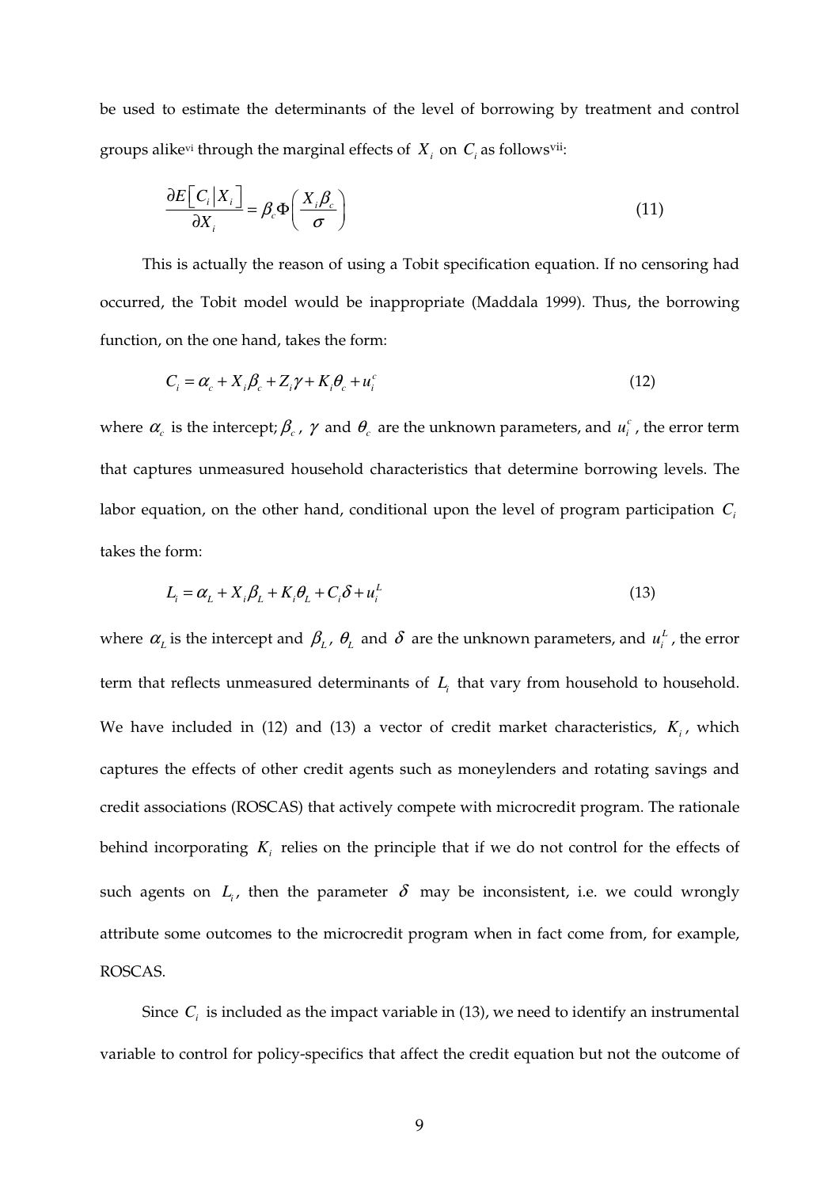be used to estimate the determinants of the level of borrowing by treatment and control groups alike[vi] through the marginal effects of $X_i$ on $C_i$ as follows[vii]:

$$\frac{\partial E\left[C_i \middle| X_i\right]}{\partial X_i} = \beta_c \Phi\left(\frac{X_i \beta_c}{\sigma}\right) \tag{11}$$

This is actually the reason of using a Tobit specification equation. If no censoring had occurred, the Tobit model would be inappropriate (Maddala 1999). Thus, the borrowing function, on the one hand, takes the form:

$$C_i = \alpha_c + X_i \beta_c + Z_i \gamma + K_i \theta_c + u_i^c \tag{12}$$

where $\alpha_c$ is the intercept; $\beta_c$, $\gamma$ and $\theta_c$ are the unknown parameters, and $u_i^c$, the error term that captures unmeasured household characteristics that determine borrowing levels. The labor equation, on the other hand, conditional upon the level of program participation $C_i$ takes the form:

$$L_i = \alpha_L + X_i \beta_L + K_i \theta_L + C_i \delta + u_i^L \tag{13}$$

where $\alpha_L$ is the intercept and $\beta_L$, $\theta_L$ and $\delta$ are the unknown parameters, and $u_i^L$, the error term that reflects unmeasured determinants of $L_i$ that vary from household to household. We have included in (12) and (13) a vector of credit market characteristics, $K_i$, which captures the effects of other credit agents such as moneylenders and rotating savings and credit associations (ROSCAS) that actively compete with microcredit program. The rationale behind incorporating $K_i$ relies on the principle that if we do not control for the effects of such agents on $L_i$, then the parameter $\delta$ may be inconsistent, i.e. we could wrongly attribute some outcomes to the microcredit program when in fact come from, for example, ROSCAS.

Since $C_i$ is included as the impact variable in (13), we need to identify an instrumental variable to control for policy-specifics that affect the credit equation but not the outcome of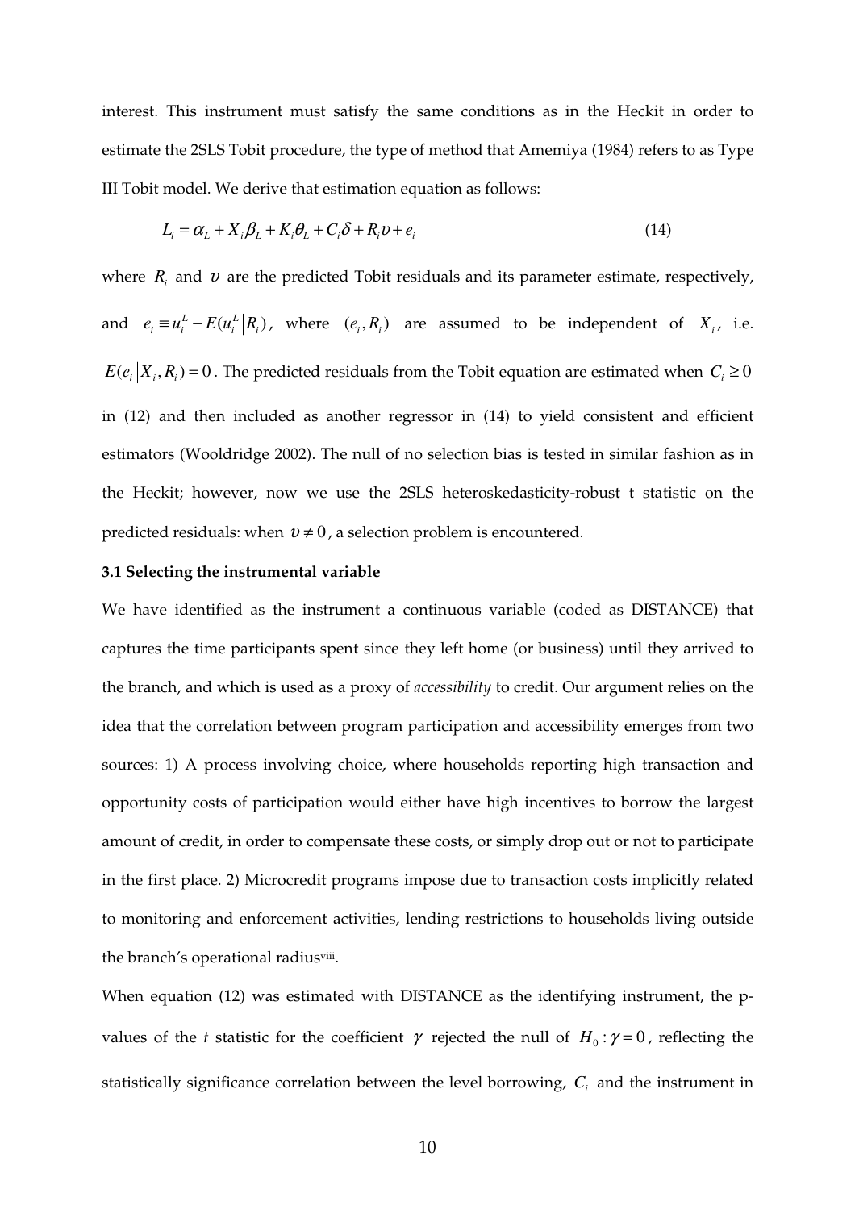interest. This instrument must satisfy the same conditions as in the Heckit in order to estimate the 2SLS Tobit procedure, the type of method that Amemiya (1984) refers to as Type III Tobit model. We derive that estimation equation as follows:

$$L_i = \alpha_L + X_i\beta_L + K_i\theta_L + C_i\delta + R_i\upsilon + e_i \tag{14}$$

where $R_i$ and $\upsilon$ are the predicted Tobit residuals and its parameter estimate, respectively, and $e_i \equiv u_i^L - E(u_i^L | R_i)$, where $(e_i, R_i)$ are assumed to be independent of $X_i$, i.e. $E(e_i | X_i, R_i) = 0$. The predicted residuals from the Tobit equation are estimated when $C_i \geq 0$ in (12) and then included as another regressor in (14) to yield consistent and efficient estimators (Wooldridge 2002). The null of no selection bias is tested in similar fashion as in the Heckit; however, now we use the 2SLS heteroskedasticity-robust t statistic on the predicted residuals: when $\upsilon \neq 0$, a selection problem is encountered.

### 3.1 Selecting the instrumental variable

We have identified as the instrument a continuous variable (coded as DISTANCE) that captures the time participants spent since they left home (or business) until they arrived to the branch, and which is used as a proxy of *accessibility* to credit. Our argument relies on the idea that the correlation between program participation and accessibility emerges from two sources: 1) A process involving choice, where households reporting high transaction and opportunity costs of participation would either have high incentives to borrow the largest amount of credit, in order to compensate these costs, or simply drop out or not to participate in the first place. 2) Microcredit programs impose due to transaction costs implicitly related to monitoring and enforcement activities, lending restrictions to households living outside the branch's operational radius[viii].

When equation (12) was estimated with DISTANCE as the identifying instrument, the p-values of the *t* statistic for the coefficient $\gamma$ rejected the null of $H_0 : \gamma = 0$, reflecting the statistically significance correlation between the level borrowing, $C_i$ and the instrument in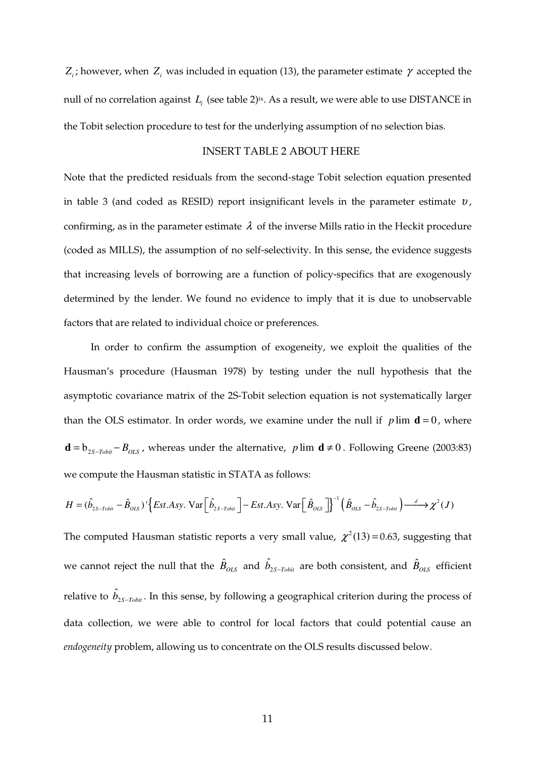$Z_i$; however, when $Z_i$ was included in equation (13), the parameter estimate $\gamma$ accepted the null of no correlation against $L_i$ (see table 2)[ix]. As a result, we were able to use DISTANCE in the Tobit selection procedure to test for the underlying assumption of no selection bias.

INSERT TABLE 2 ABOUT HERE

Note that the predicted residuals from the second-stage Tobit selection equation presented in table 3 (and coded as RESID) report insignificant levels in the parameter estimate $\upsilon$, confirming, as in the parameter estimate $\lambda$ of the inverse Mills ratio in the Heckit procedure (coded as MILLS), the assumption of no self-selectivity. In this sense, the evidence suggests that increasing levels of borrowing are a function of policy-specifics that are exogenously determined by the lender. We found no evidence to imply that it is due to unobservable factors that are related to individual choice or preferences.

In order to confirm the assumption of exogeneity, we exploit the qualities of the Hausman's procedure (Hausman 1978) by testing under the null hypothesis that the asymptotic covariance matrix of the 2S-Tobit selection equation is not systematically larger than the OLS estimator. In order words, we examine under the null if $p\lim \mathbf{d} = 0$, where $\mathbf{d} = \mathrm{b}_{2S-Tobit} - B_{OLS}$, whereas under the alternative, $p\lim \mathbf{d} \neq 0$. Following Greene (2003:83) we compute the Hausman statistic in STATA as follows:

$$H = (\hat{b}_{2S-Tobit} - \hat{B}_{OLS})' \left\{ Est.Asy.\,\mathrm{Var}\left[\hat{b}_{2S-Tobit}\right] - Est.Asy.\,\mathrm{Var}\left[\hat{B}_{OLS}\right] \right\}^{-1} \left(\hat{B}_{OLS} - \hat{b}_{2S-Tobit}\right) \xrightarrow{d} \chi^2(J)$$

The computed Hausman statistic reports a very small value, $\chi^2(13) = 0.63$, suggesting that we cannot reject the null that the $\hat{B}_{OLS}$ and $\hat{b}_{2S-Tobit}$ are both consistent, and $\hat{B}_{OLS}$ efficient relative to $\hat{b}_{2S-Tobit}$. In this sense, by following a geographical criterion during the process of data collection, we were able to control for local factors that could potential cause an *endogeneity* problem, allowing us to concentrate on the OLS results discussed below.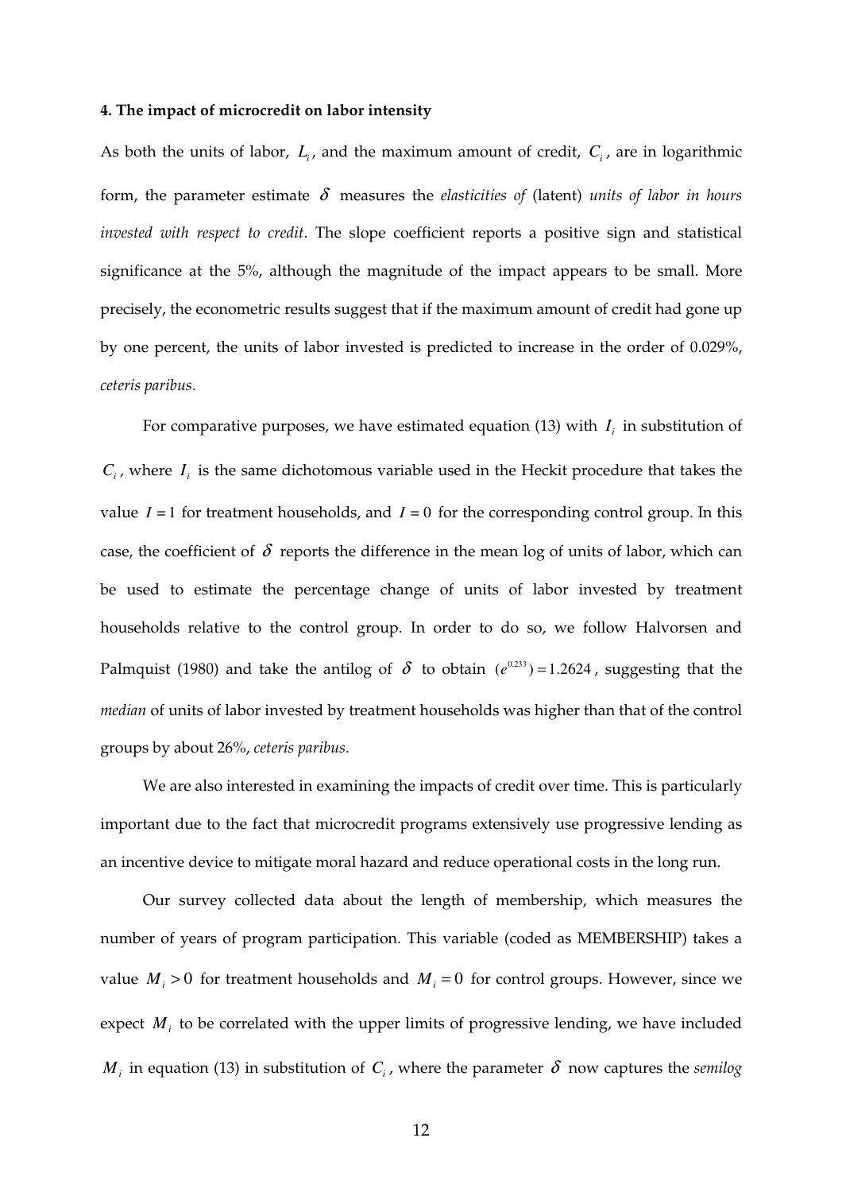**4. The impact of microcredit on labor intensity**

As both the units of labor, $L_i$, and the maximum amount of credit, $C_i$, are in logarithmic form, the parameter estimate $\delta$ measures the *elasticities of* (latent) *units of labor in hours invested with respect to credit*. The slope coefficient reports a positive sign and statistical significance at the 5%, although the magnitude of the impact appears to be small. More precisely, the econometric results suggest that if the maximum amount of credit had gone up by one percent, the units of labor invested is predicted to increase in the order of 0.029%, *ceteris paribus*.

For comparative purposes, we have estimated equation (13) with $I_i$ in substitution of $C_i$, where $I_i$ is the same dichotomous variable used in the Heckit procedure that takes the value $I = 1$ for treatment households, and $I = 0$ for the corresponding control group. In this case, the coefficient of $\delta$ reports the difference in the mean log of units of labor, which can be used to estimate the percentage change of units of labor invested by treatment households relative to the control group. In order to do so, we follow Halvorsen and Palmquist (1980) and take the antilog of $\delta$ to obtain $(e^{0.233}) = 1.2624$, suggesting that the *median* of units of labor invested by treatment households was higher than that of the control groups by about 26%, *ceteris paribus*.

We are also interested in examining the impacts of credit over time. This is particularly important due to the fact that microcredit programs extensively use progressive lending as an incentive device to mitigate moral hazard and reduce operational costs in the long run.

Our survey collected data about the length of membership, which measures the number of years of program participation. This variable (coded as MEMBERSHIP) takes a value $M_i > 0$ for treatment households and $M_i = 0$ for control groups. However, since we expect $M_i$ to be correlated with the upper limits of progressive lending, we have included $M_i$ in equation (13) in substitution of $C_i$, where the parameter $\delta$ now captures the *semilog*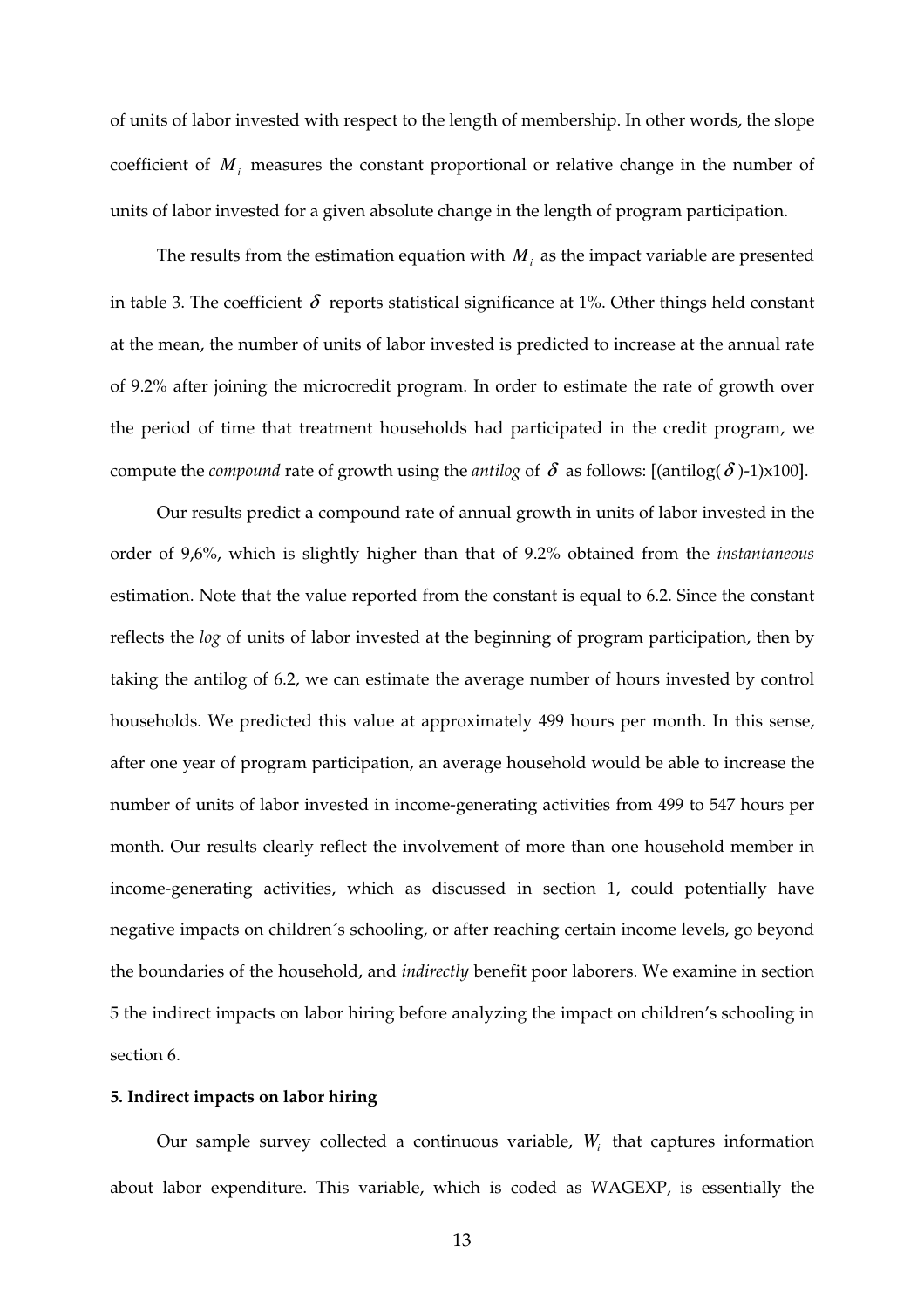of units of labor invested with respect to the length of membership. In other words, the slope coefficient of $M_i$ measures the constant proportional or relative change in the number of units of labor invested for a given absolute change in the length of program participation.

The results from the estimation equation with $M_i$ as the impact variable are presented in table 3. The coefficient $\delta$ reports statistical significance at 1%. Other things held constant at the mean, the number of units of labor invested is predicted to increase at the annual rate of 9.2% after joining the microcredit program. In order to estimate the rate of growth over the period of time that treatment households had participated in the credit program, we compute the *compound* rate of growth using the *antilog* of $\delta$ as follows: [(antilog($\delta$)-1)x100].

Our results predict a compound rate of annual growth in units of labor invested in the order of 9,6%, which is slightly higher than that of 9.2% obtained from the *instantaneous* estimation. Note that the value reported from the constant is equal to 6.2. Since the constant reflects the *log* of units of labor invested at the beginning of program participation, then by taking the antilog of 6.2, we can estimate the average number of hours invested by control households. We predicted this value at approximately 499 hours per month. In this sense, after one year of program participation, an average household would be able to increase the number of units of labor invested in income-generating activities from 499 to 547 hours per month. Our results clearly reflect the involvement of more than one household member in income-generating activities, which as discussed in section 1, could potentially have negative impacts on children´s schooling, or after reaching certain income levels, go beyond the boundaries of the household, and *indirectly* benefit poor laborers. We examine in section 5 the indirect impacts on labor hiring before analyzing the impact on children's schooling in section 6.

**5. Indirect impacts on labor hiring**

Our sample survey collected a continuous variable, $W_i$ that captures information about labor expenditure. This variable, which is coded as WAGEXP, is essentially the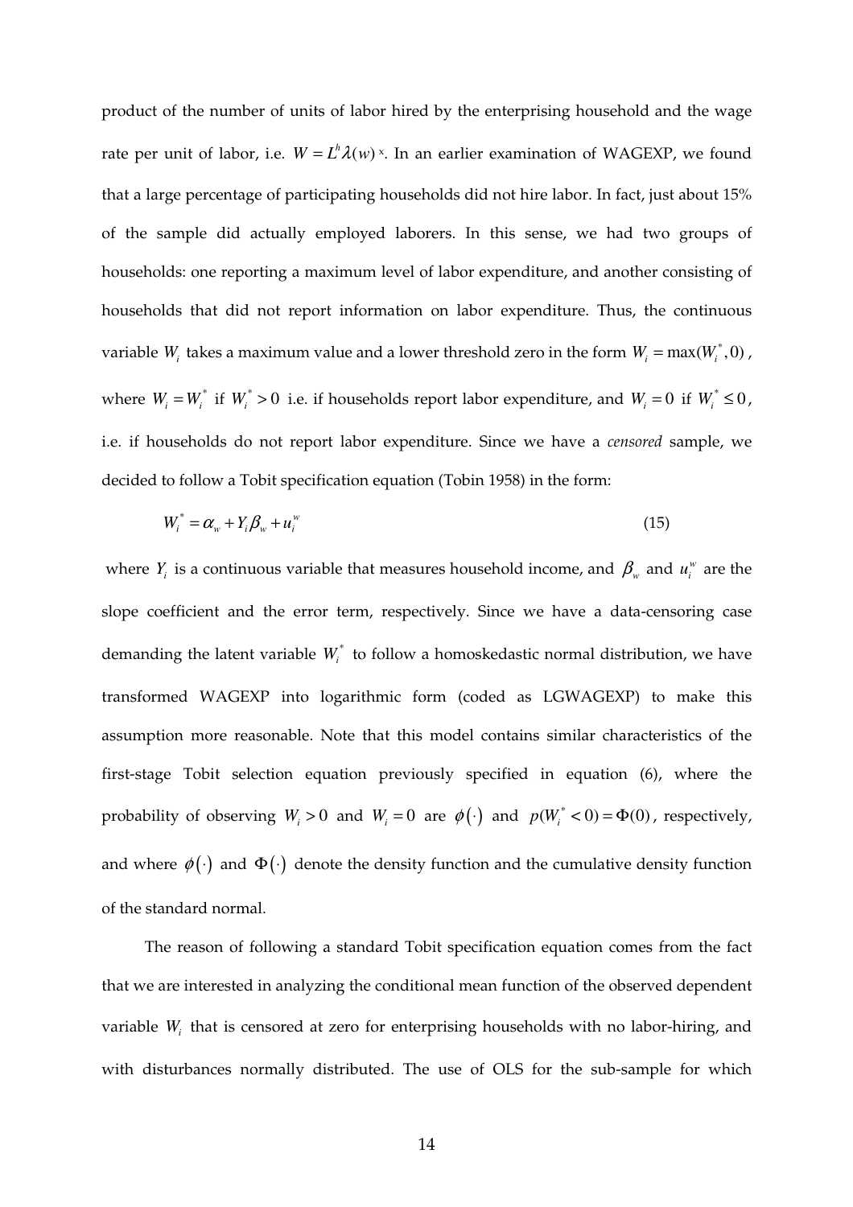product of the number of units of labor hired by the enterprising household and the wage rate per unit of labor, i.e. $W = L^h \lambda(w)$ x. In an earlier examination of WAGEXP, we found that a large percentage of participating households did not hire labor. In fact, just about 15% of the sample did actually employed laborers. In this sense, we had two groups of households: one reporting a maximum level of labor expenditure, and another consisting of households that did not report information on labor expenditure. Thus, the continuous variable $W_i$ takes a maximum value and a lower threshold zero in the form $W_i = \max(W_i^*, 0)$, where $W_i = W_i^*$ if $W_i^* > 0$ i.e. if households report labor expenditure, and $W_i = 0$ if $W_i^* \leq 0$, i.e. if households do not report labor expenditure. Since we have a *censored* sample, we decided to follow a Tobit specification equation (Tobin 1958) in the form:

$$W_i^* = \alpha_w + Y_i \beta_w + u_i^w \tag{15}$$

where $Y_i$ is a continuous variable that measures household income, and $\beta_w$ and $u_i^w$ are the slope coefficient and the error term, respectively. Since we have a data-censoring case demanding the latent variable $W_i^*$ to follow a homoskedastic normal distribution, we have transformed WAGEXP into logarithmic form (coded as LGWAGEXP) to make this assumption more reasonable. Note that this model contains similar characteristics of the first-stage Tobit selection equation previously specified in equation (6), where the probability of observing $W_i > 0$ and $W_i = 0$ are $\phi(\cdot)$ and $p(W_i^* < 0) = \Phi(0)$, respectively, and where $\phi(\cdot)$ and $\Phi(\cdot)$ denote the density function and the cumulative density function of the standard normal.

The reason of following a standard Tobit specification equation comes from the fact that we are interested in analyzing the conditional mean function of the observed dependent variable $W_i$ that is censored at zero for enterprising households with no labor-hiring, and with disturbances normally distributed. The use of OLS for the sub-sample for which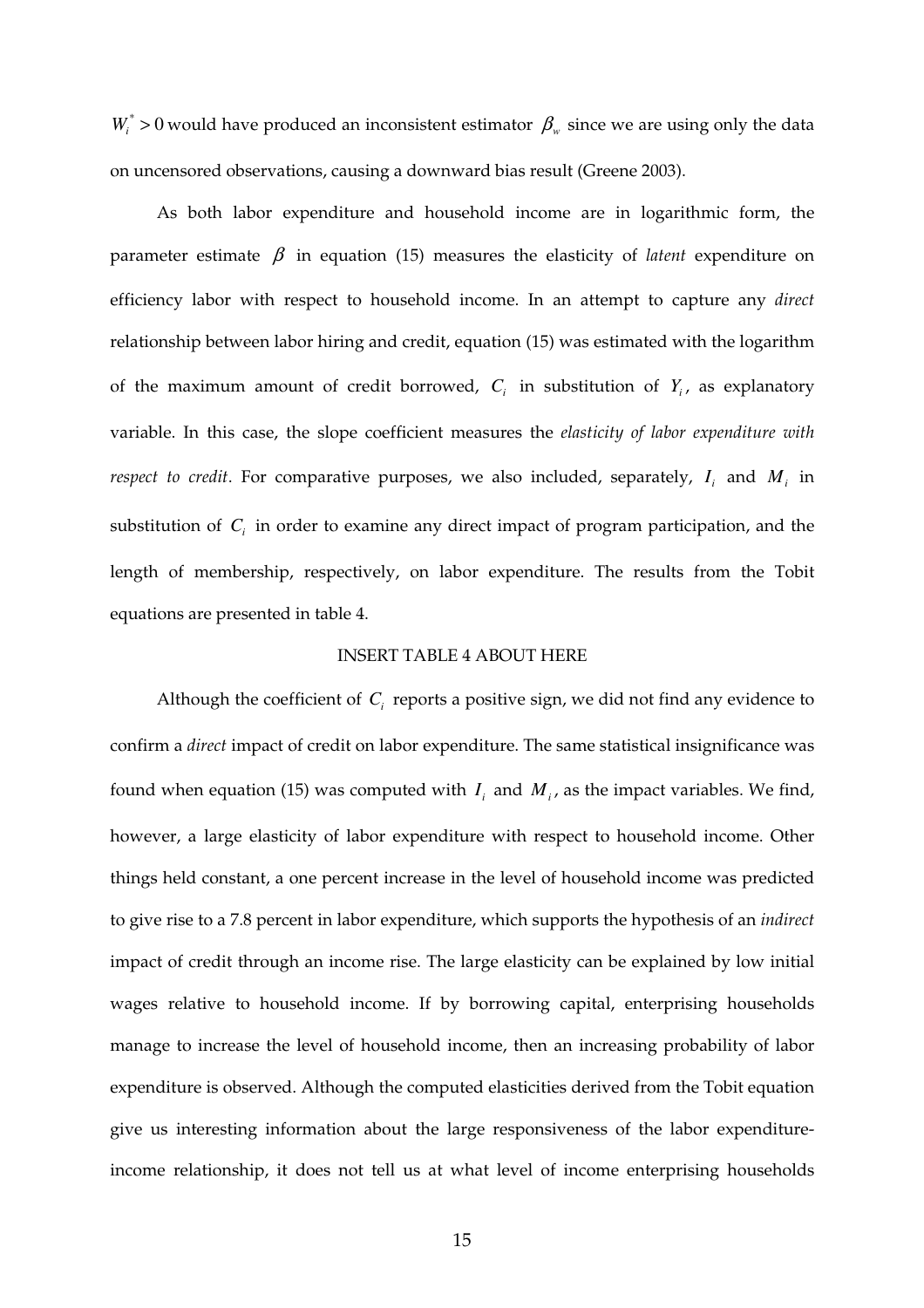$W_i^* > 0$ would have produced an inconsistent estimator $\beta_w$ since we are using only the data on uncensored observations, causing a downward bias result (Greene 2003).

As both labor expenditure and household income are in logarithmic form, the parameter estimate $\beta$ in equation (15) measures the elasticity of *latent* expenditure on efficiency labor with respect to household income. In an attempt to capture any *direct* relationship between labor hiring and credit, equation (15) was estimated with the logarithm of the maximum amount of credit borrowed, $C_i$ in substitution of $Y_i$, as explanatory variable. In this case, the slope coefficient measures the *elasticity of labor expenditure with respect to credit*. For comparative purposes, we also included, separately, $I_i$ and $M_i$ in substitution of $C_i$ in order to examine any direct impact of program participation, and the length of membership, respectively, on labor expenditure. The results from the Tobit equations are presented in table 4.

INSERT TABLE 4 ABOUT HERE

Although the coefficient of $C_i$ reports a positive sign, we did not find any evidence to confirm a *direct* impact of credit on labor expenditure. The same statistical insignificance was found when equation (15) was computed with $I_i$ and $M_i$, as the impact variables. We find, however, a large elasticity of labor expenditure with respect to household income. Other things held constant, a one percent increase in the level of household income was predicted to give rise to a 7.8 percent in labor expenditure, which supports the hypothesis of an *indirect* impact of credit through an income rise. The large elasticity can be explained by low initial wages relative to household income. If by borrowing capital, enterprising households manage to increase the level of household income, then an increasing probability of labor expenditure is observed. Although the computed elasticities derived from the Tobit equation give us interesting information about the large responsiveness of the labor expenditure-income relationship, it does not tell us at what level of income enterprising households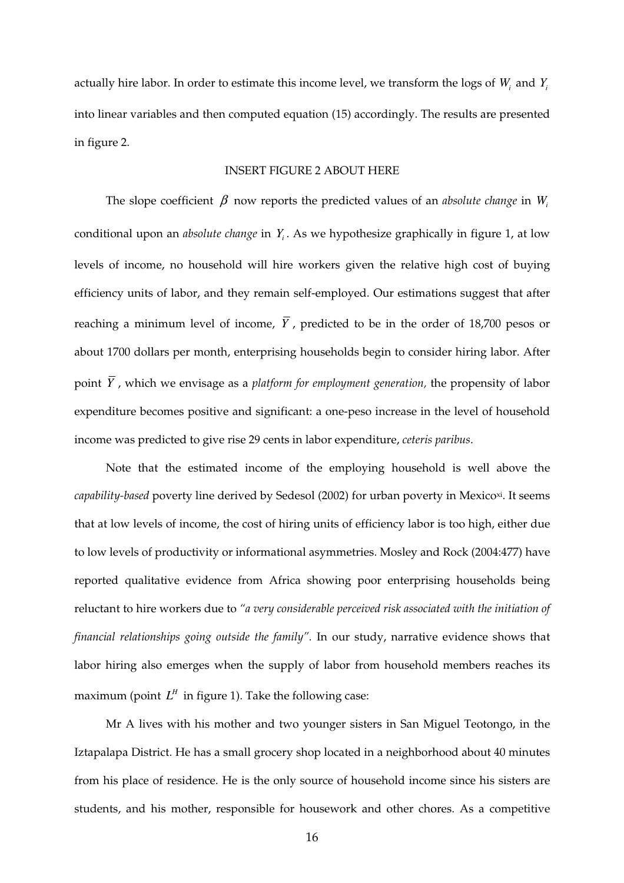actually hire labor. In order to estimate this income level, we transform the logs of $W_i$ and $Y_i$ into linear variables and then computed equation (15) accordingly. The results are presented in figure 2.

INSERT FIGURE 2 ABOUT HERE

The slope coefficient $\beta$ now reports the predicted values of an *absolute change* in $W_i$ conditional upon an *absolute change* in $Y_i$. As we hypothesize graphically in figure 1, at low levels of income, no household will hire workers given the relative high cost of buying efficiency units of labor, and they remain self-employed. Our estimations suggest that after reaching a minimum level of income, $\overline{Y}$, predicted to be in the order of 18,700 pesos or about 1700 dollars per month, enterprising households begin to consider hiring labor. After point $\overline{Y}$, which we envisage as a *platform for employment generation,* the propensity of labor expenditure becomes positive and significant: a one-peso increase in the level of household income was predicted to give rise 29 cents in labor expenditure, *ceteris paribus*.

Note that the estimated income of the employing household is well above the *capability-based* poverty line derived by Sedesol (2002) for urban poverty in Mexico[xi]. It seems that at low levels of income, the cost of hiring units of efficiency labor is too high, either due to low levels of productivity or informational asymmetries. Mosley and Rock (2004:477) have reported qualitative evidence from Africa showing poor enterprising households being reluctant to hire workers due to *"a very considerable perceived risk associated with the initiation of financial relationships going outside the family".* In our study, narrative evidence shows that labor hiring also emerges when the supply of labor from household members reaches its maximum (point $L^H$ in figure 1). Take the following case:

Mr A lives with his mother and two younger sisters in San Miguel Teotongo, in the Iztapalapa District. He has a small grocery shop located in a neighborhood about 40 minutes from his place of residence. He is the only source of household income since his sisters are students, and his mother, responsible for housework and other chores. As a competitive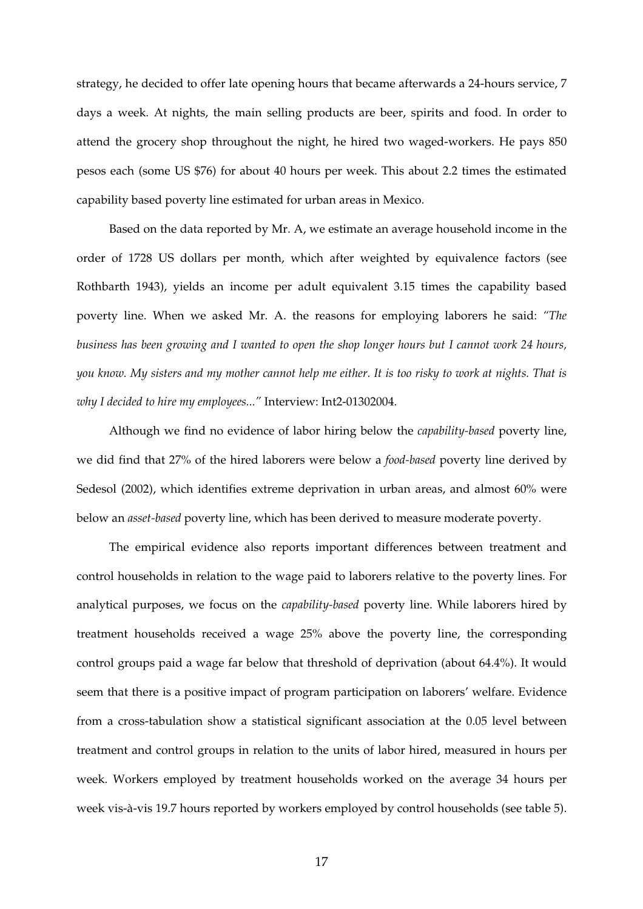strategy, he decided to offer late opening hours that became afterwards a 24-hours service, 7 days a week. At nights, the main selling products are beer, spirits and food. In order to attend the grocery shop throughout the night, he hired two waged-workers. He pays 850 pesos each (some US $76) for about 40 hours per week. This about 2.2 times the estimated capability based poverty line estimated for urban areas in Mexico.

Based on the data reported by Mr. A, we estimate an average household income in the order of 1728 US dollars per month, which after weighted by equivalence factors (see Rothbarth 1943), yields an income per adult equivalent 3.15 times the capability based poverty line. When we asked Mr. A. the reasons for employing laborers he said: *"The business has been growing and I wanted to open the shop longer hours but I cannot work 24 hours, you know. My sisters and my mother cannot help me either. It is too risky to work at nights. That is why I decided to hire my employees..."* Interview: Int2-01302004.

Although we find no evidence of labor hiring below the *capability-based* poverty line, we did find that 27% of the hired laborers were below a *food-based* poverty line derived by Sedesol (2002), which identifies extreme deprivation in urban areas, and almost 60% were below an *asset-based* poverty line, which has been derived to measure moderate poverty.

The empirical evidence also reports important differences between treatment and control households in relation to the wage paid to laborers relative to the poverty lines. For analytical purposes, we focus on the *capability-based* poverty line. While laborers hired by treatment households received a wage 25% above the poverty line, the corresponding control groups paid a wage far below that threshold of deprivation (about 64.4%). It would seem that there is a positive impact of program participation on laborers' welfare. Evidence from a cross-tabulation show a statistical significant association at the 0.05 level between treatment and control groups in relation to the units of labor hired, measured in hours per week. Workers employed by treatment households worked on the average 34 hours per week vis-à-vis 19.7 hours reported by workers employed by control households (see table 5).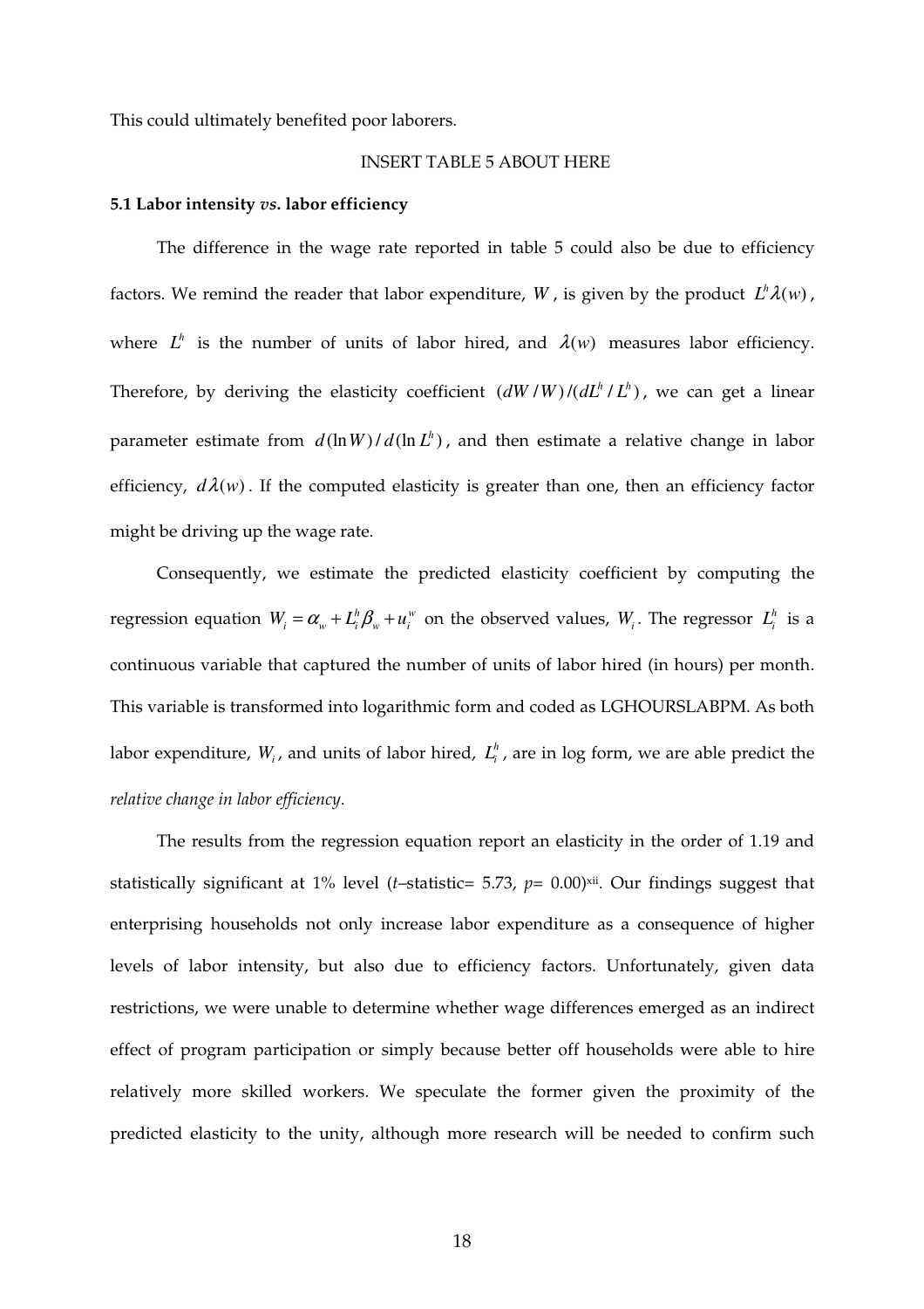This could ultimately benefited poor laborers.

INSERT TABLE 5 ABOUT HERE

**5.1 Labor intensity *vs.* labor efficiency**

The difference in the wage rate reported in table 5 could also be due to efficiency factors. We remind the reader that labor expenditure, $W$, is given by the product $L^h\lambda(w)$, where $L^h$ is the number of units of labor hired, and $\lambda(w)$ measures labor efficiency. Therefore, by deriving the elasticity coefficient $(dW/W)/(dL^h/L^h)$, we can get a linear parameter estimate from $d(\ln W)/d(\ln L^h)$, and then estimate a relative change in labor efficiency, $d\lambda(w)$. If the computed elasticity is greater than one, then an efficiency factor might be driving up the wage rate.

Consequently, we estimate the predicted elasticity coefficient by computing the regression equation $W_i = \alpha_w + L_i^h\beta_w + u_i^w$ on the observed values, $W_i$. The regressor $L_i^h$ is a continuous variable that captured the number of units of labor hired (in hours) per month. This variable is transformed into logarithmic form and coded as LGHOURSLABPM. As both labor expenditure, $W_i$, and units of labor hired, $L_i^h$, are in log form, we are able predict the *relative change in labor efficiency*.

The results from the regression equation report an elasticity in the order of 1.19 and statistically significant at 1% level (*t*–statistic= 5.73, *p*= 0.00)[xii]. Our findings suggest that enterprising households not only increase labor expenditure as a consequence of higher levels of labor intensity, but also due to efficiency factors. Unfortunately, given data restrictions, we were unable to determine whether wage differences emerged as an indirect effect of program participation or simply because better off households were able to hire relatively more skilled workers. We speculate the former given the proximity of the predicted elasticity to the unity, although more research will be needed to confirm such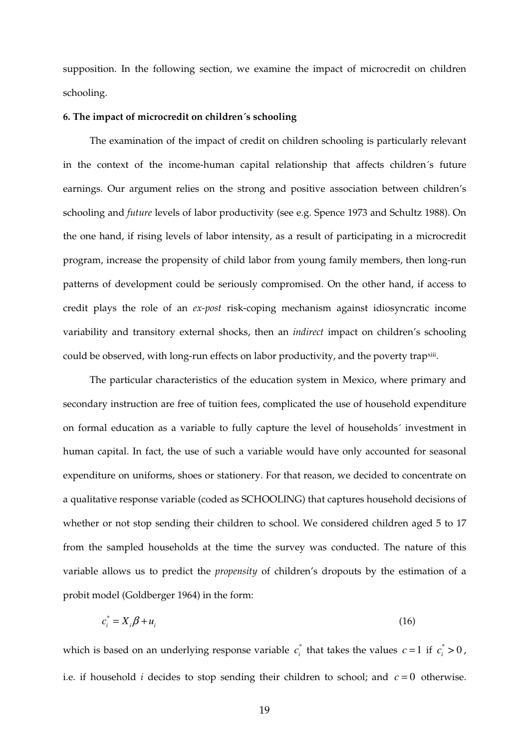supposition. In the following section, we examine the impact of microcredit on children schooling.

**6. The impact of microcredit on children´s schooling**

The examination of the impact of credit on children schooling is particularly relevant in the context of the income-human capital relationship that affects children´s future earnings. Our argument relies on the strong and positive association between children's schooling and *future* levels of labor productivity (see e.g. Spence 1973 and Schultz 1988). On the one hand, if rising levels of labor intensity, as a result of participating in a microcredit program, increase the propensity of child labor from young family members, then long-run patterns of development could be seriously compromised. On the other hand, if access to credit plays the role of an *ex-post* risk-coping mechanism against idiosyncratic income variability and transitory external shocks, then an *indirect* impact on children's schooling could be observed, with long-run effects on labor productivity, and the poverty trap[xiii].

The particular characteristics of the education system in Mexico, where primary and secondary instruction are free of tuition fees, complicated the use of household expenditure on formal education as a variable to fully capture the level of households´ investment in human capital. In fact, the use of such a variable would have only accounted for seasonal expenditure on uniforms, shoes or stationery. For that reason, we decided to concentrate on a qualitative response variable (coded as SCHOOLING) that captures household decisions of whether or not stop sending their children to school. We considered children aged 5 to 17 from the sampled households at the time the survey was conducted. The nature of this variable allows us to predict the *propensity* of children's dropouts by the estimation of a probit model (Goldberger 1964) in the form:

$$c_i^* = X_i\beta + u_i \tag{16}$$

which is based on an underlying response variable $c_i^*$ that takes the values $c = 1$ if $c_i^* > 0$, i.e. if household $i$ decides to stop sending their children to school; and $c = 0$ otherwise.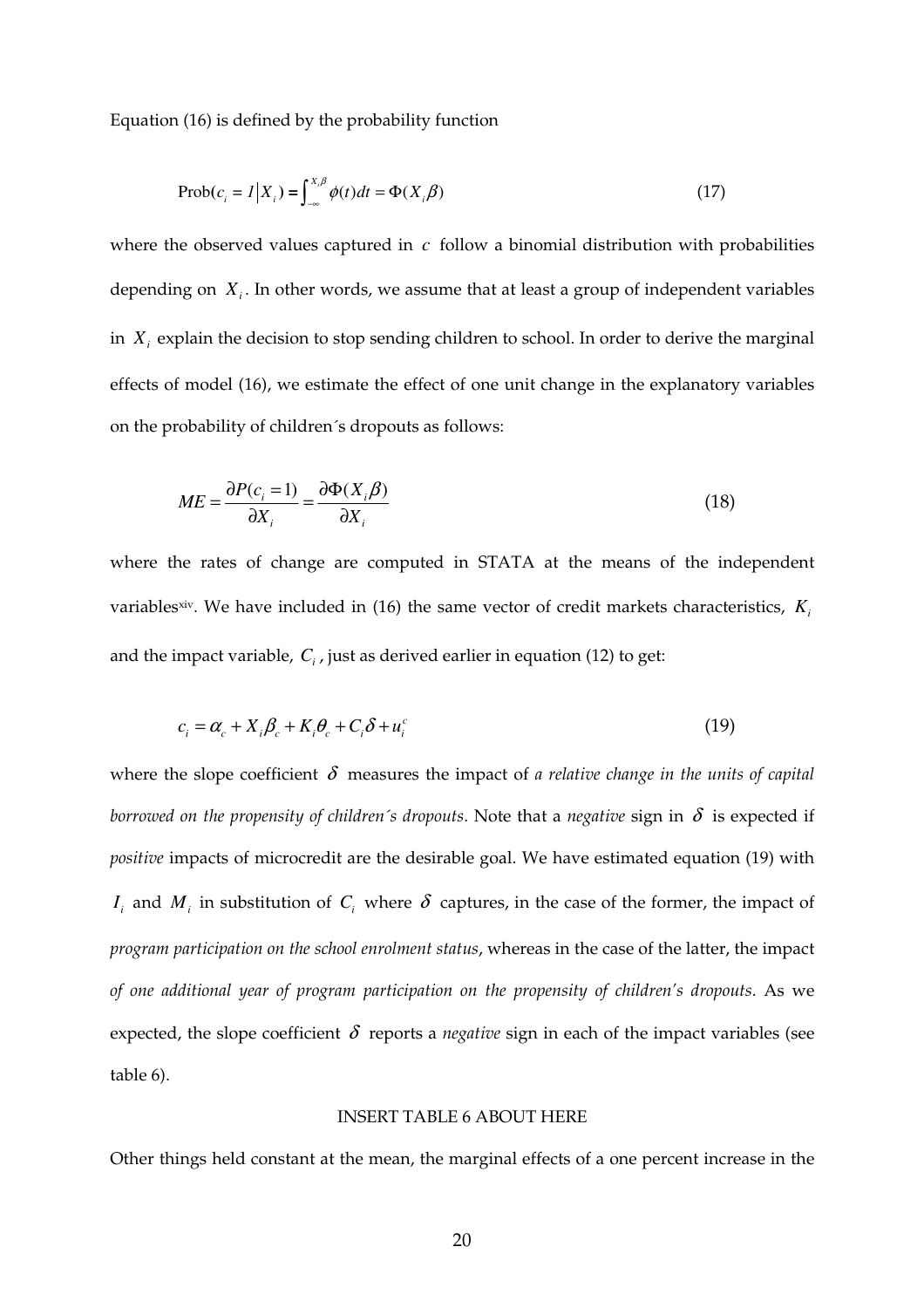Equation (16) is defined by the probability function

$$\text{Prob}(c_i = 1 | X_i) = \int_{-\infty}^{X_i\beta} \phi(t)dt = \Phi(X_i\beta) \tag{17}$$

where the observed values captured in $c$ follow a binomial distribution with probabilities depending on $X_i$. In other words, we assume that at least a group of independent variables in $X_i$ explain the decision to stop sending children to school. In order to derive the marginal effects of model (16), we estimate the effect of one unit change in the explanatory variables on the probability of children´s dropouts as follows:

$$ME = \frac{\partial P(c_i = 1)}{\partial X_i} = \frac{\partial \Phi(X_i\beta)}{\partial X_i} \tag{18}$$

where the rates of change are computed in STATA at the means of the independent variables[xiv]. We have included in (16) the same vector of credit markets characteristics, $K_i$ and the impact variable, $C_i$, just as derived earlier in equation (12) to get:

$$c_i = \alpha_c + X_i\beta_c + K_i\theta_c + C_i\delta + u_i^c \tag{19}$$

where the slope coefficient $\delta$ measures the impact of *a relative change in the units of capital borrowed on the propensity of children´s dropouts*. Note that a *negative* sign in $\delta$ is expected if *positive* impacts of microcredit are the desirable goal. We have estimated equation (19) with $I_i$ and $M_i$ in substitution of $C_i$ where $\delta$ captures, in the case of the former, the impact of *program participation on the school enrolment status*, whereas in the case of the latter, the impact *of one additional year of program participation on the propensity of children's dropouts*. As we expected, the slope coefficient $\delta$ reports a *negative* sign in each of the impact variables (see table 6).

INSERT TABLE 6 ABOUT HERE

Other things held constant at the mean, the marginal effects of a one percent increase in the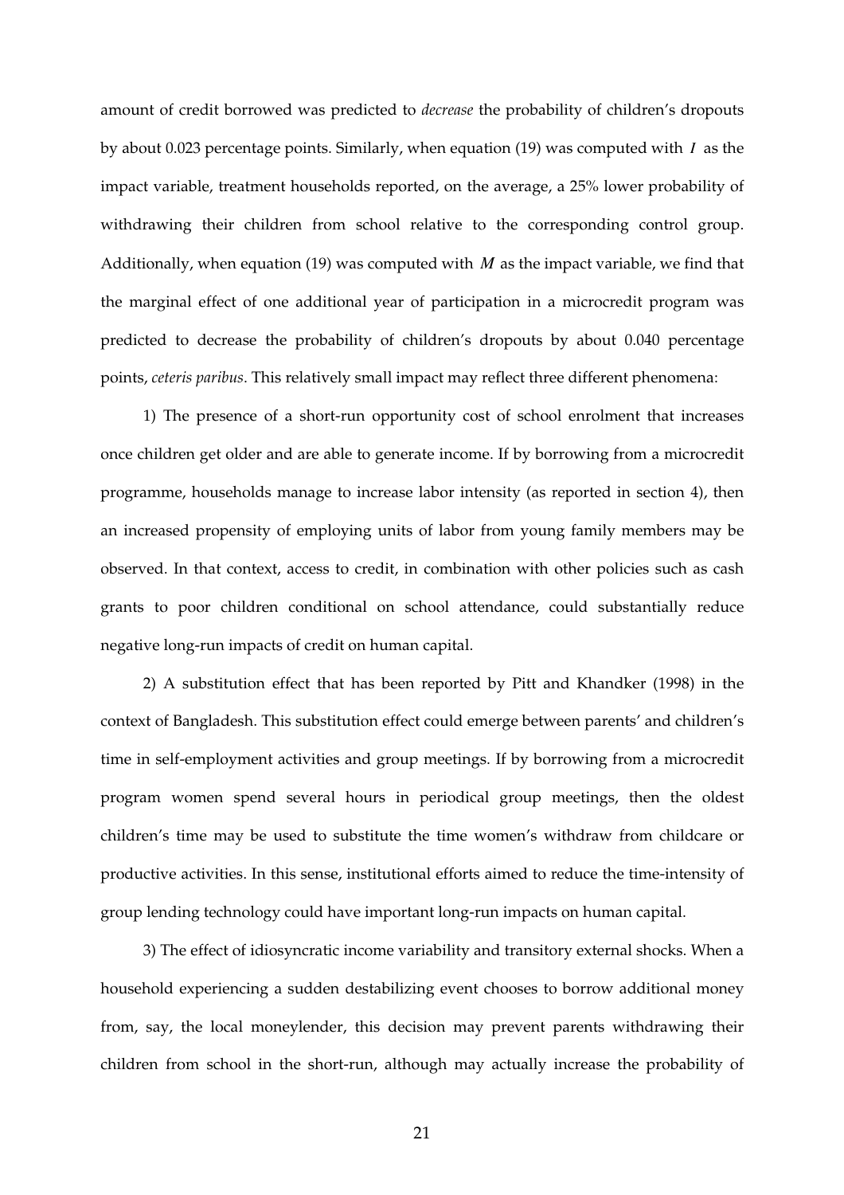amount of credit borrowed was predicted to *decrease* the probability of children's dropouts by about 0.023 percentage points. Similarly, when equation (19) was computed with $I$ as the impact variable, treatment households reported, on the average, a 25% lower probability of withdrawing their children from school relative to the corresponding control group. Additionally, when equation (19) was computed with $M$ as the impact variable, we find that the marginal effect of one additional year of participation in a microcredit program was predicted to decrease the probability of children's dropouts by about 0.040 percentage points, *ceteris paribus*. This relatively small impact may reflect three different phenomena:

1) The presence of a short-run opportunity cost of school enrolment that increases once children get older and are able to generate income. If by borrowing from a microcredit programme, households manage to increase labor intensity (as reported in section 4), then an increased propensity of employing units of labor from young family members may be observed. In that context, access to credit, in combination with other policies such as cash grants to poor children conditional on school attendance, could substantially reduce negative long-run impacts of credit on human capital.

2) A substitution effect that has been reported by Pitt and Khandker (1998) in the context of Bangladesh. This substitution effect could emerge between parents' and children's time in self-employment activities and group meetings. If by borrowing from a microcredit program women spend several hours in periodical group meetings, then the oldest children's time may be used to substitute the time women's withdraw from childcare or productive activities. In this sense, institutional efforts aimed to reduce the time-intensity of group lending technology could have important long-run impacts on human capital.

3) The effect of idiosyncratic income variability and transitory external shocks. When a household experiencing a sudden destabilizing event chooses to borrow additional money from, say, the local moneylender, this decision may prevent parents withdrawing their children from school in the short-run, although may actually increase the probability of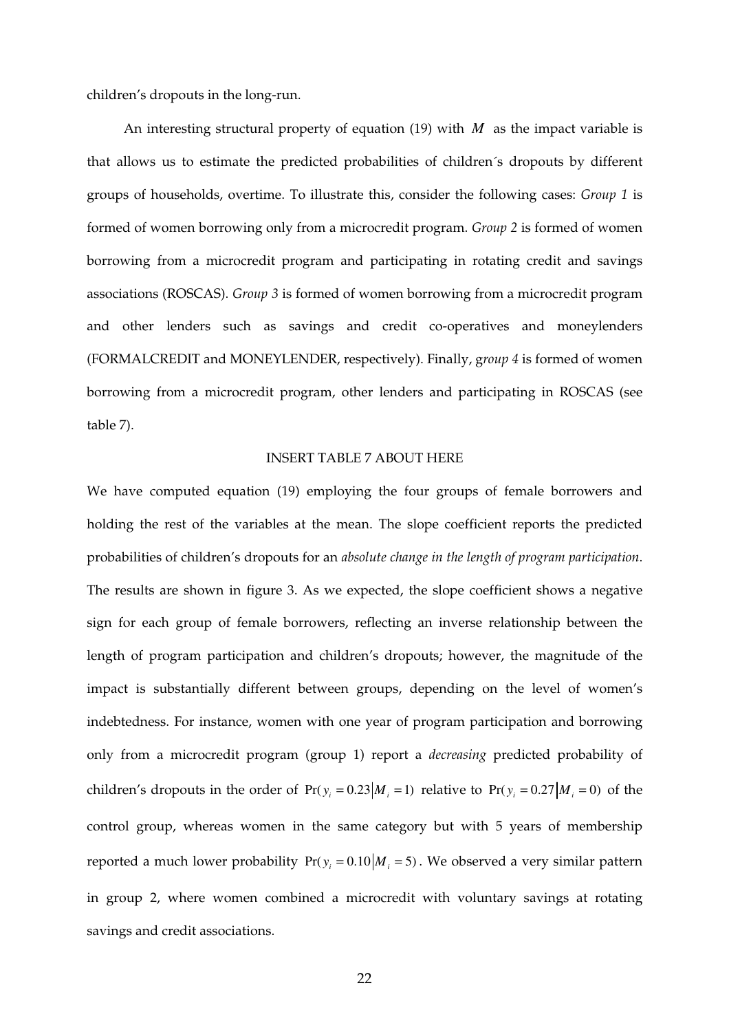children's dropouts in the long-run.

An interesting structural property of equation (19) with $M$ as the impact variable is that allows us to estimate the predicted probabilities of children´s dropouts by different groups of households, overtime. To illustrate this, consider the following cases: *Group 1* is formed of women borrowing only from a microcredit program. *Group 2* is formed of women borrowing from a microcredit program and participating in rotating credit and savings associations (ROSCAS). *Group 3* is formed of women borrowing from a microcredit program and other lenders such as savings and credit co-operatives and moneylenders (FORMALCREDIT and MONEYLENDER, respectively). Finally, g*roup 4* is formed of women borrowing from a microcredit program, other lenders and participating in ROSCAS (see table 7).

INSERT TABLE 7 ABOUT HERE

We have computed equation (19) employing the four groups of female borrowers and holding the rest of the variables at the mean. The slope coefficient reports the predicted probabilities of children's dropouts for an *absolute change in the length of program participation*. The results are shown in figure 3. As we expected, the slope coefficient shows a negative sign for each group of female borrowers, reflecting an inverse relationship between the length of program participation and children's dropouts; however, the magnitude of the impact is substantially different between groups, depending on the level of women's indebtedness. For instance, women with one year of program participation and borrowing only from a microcredit program (group 1) report a *decreasing* predicted probability of children's dropouts in the order of $\Pr(y_i = 0.23 | M_i = 1)$ relative to $\Pr(y_i = 0.27 | M_i = 0)$ of the control group, whereas women in the same category but with 5 years of membership reported a much lower probability $\Pr(y_i = 0.10 | M_i = 5)$. We observed a very similar pattern in group 2, where women combined a microcredit with voluntary savings at rotating savings and credit associations.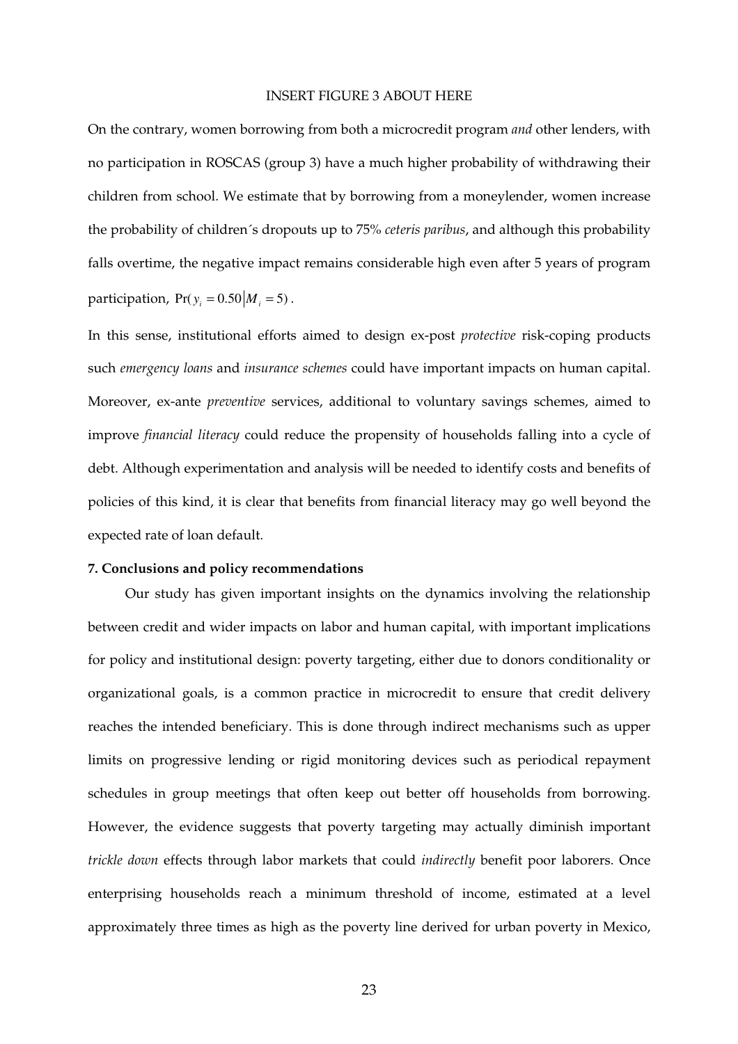INSERT FIGURE 3 ABOUT HERE

On the contrary, women borrowing from both a microcredit program *and* other lenders, with no participation in ROSCAS (group 3) have a much higher probability of withdrawing their children from school. We estimate that by borrowing from a moneylender, women increase the probability of children´s dropouts up to 75% *ceteris paribus*, and although this probability falls overtime, the negative impact remains considerable high even after 5 years of program participation, $\Pr(y_i = 0.50 \mid M_i = 5)$.

In this sense, institutional efforts aimed to design ex-post *protective* risk-coping products such *emergency loans* and *insurance schemes* could have important impacts on human capital. Moreover, ex-ante *preventive* services, additional to voluntary savings schemes, aimed to improve *financial literacy* could reduce the propensity of households falling into a cycle of debt. Although experimentation and analysis will be needed to identify costs and benefits of policies of this kind, it is clear that benefits from financial literacy may go well beyond the expected rate of loan default.

**7. Conclusions and policy recommendations**

Our study has given important insights on the dynamics involving the relationship between credit and wider impacts on labor and human capital, with important implications for policy and institutional design: poverty targeting, either due to donors conditionality or organizational goals, is a common practice in microcredit to ensure that credit delivery reaches the intended beneficiary. This is done through indirect mechanisms such as upper limits on progressive lending or rigid monitoring devices such as periodical repayment schedules in group meetings that often keep out better off households from borrowing. However, the evidence suggests that poverty targeting may actually diminish important *trickle down* effects through labor markets that could *indirectly* benefit poor laborers. Once enterprising households reach a minimum threshold of income, estimated at a level approximately three times as high as the poverty line derived for urban poverty in Mexico,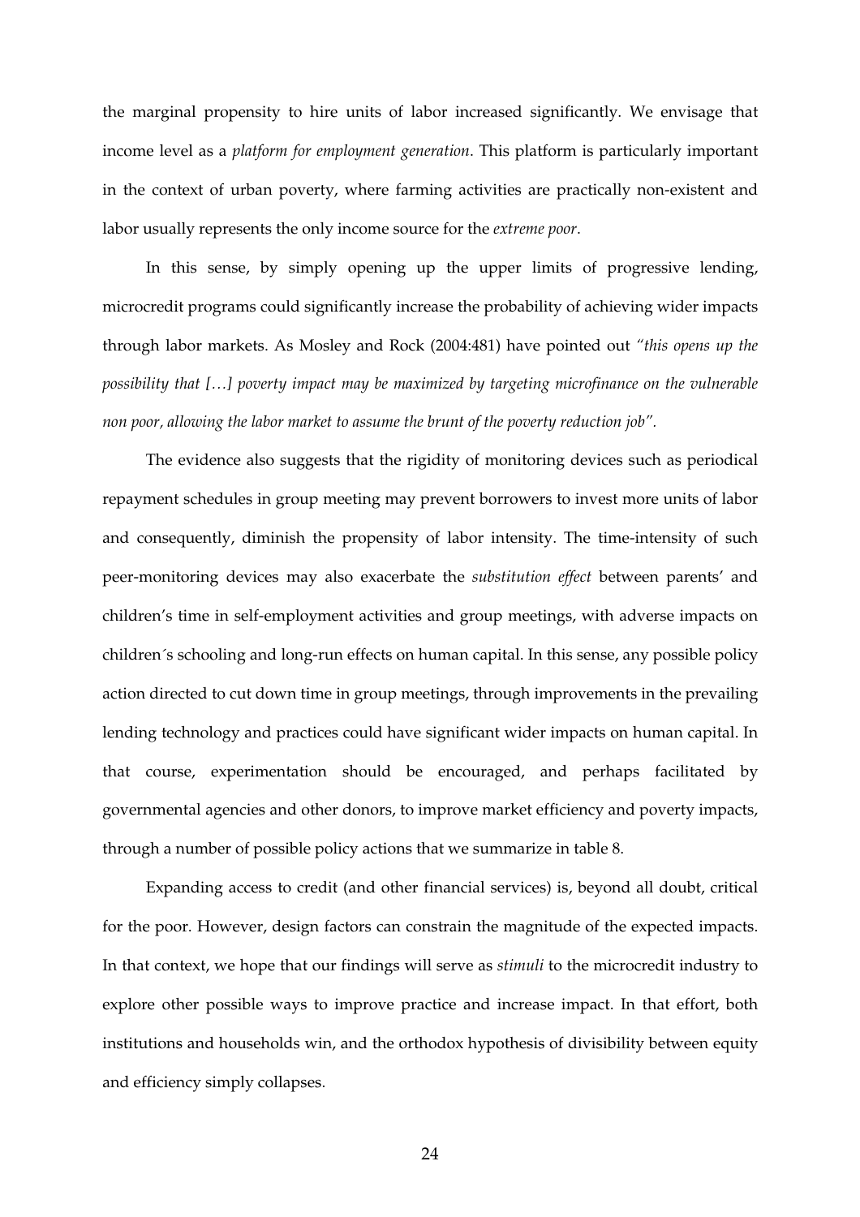the marginal propensity to hire units of labor increased significantly. We envisage that income level as a *platform for employment generation*. This platform is particularly important in the context of urban poverty, where farming activities are practically non-existent and labor usually represents the only income source for the *extreme poor*.

In this sense, by simply opening up the upper limits of progressive lending, microcredit programs could significantly increase the probability of achieving wider impacts through labor markets. As Mosley and Rock (2004:481) have pointed out *"this opens up the possibility that […] poverty impact may be maximized by targeting microfinance on the vulnerable non poor, allowing the labor market to assume the brunt of the poverty reduction job"*.

The evidence also suggests that the rigidity of monitoring devices such as periodical repayment schedules in group meeting may prevent borrowers to invest more units of labor and consequently, diminish the propensity of labor intensity. The time-intensity of such peer-monitoring devices may also exacerbate the *substitution effect* between parents' and children's time in self-employment activities and group meetings, with adverse impacts on children´s schooling and long-run effects on human capital. In this sense, any possible policy action directed to cut down time in group meetings, through improvements in the prevailing lending technology and practices could have significant wider impacts on human capital. In that course, experimentation should be encouraged, and perhaps facilitated by governmental agencies and other donors, to improve market efficiency and poverty impacts, through a number of possible policy actions that we summarize in table 8.

Expanding access to credit (and other financial services) is, beyond all doubt, critical for the poor. However, design factors can constrain the magnitude of the expected impacts. In that context, we hope that our findings will serve as *stimuli* to the microcredit industry to explore other possible ways to improve practice and increase impact. In that effort, both institutions and households win, and the orthodox hypothesis of divisibility between equity and efficiency simply collapses.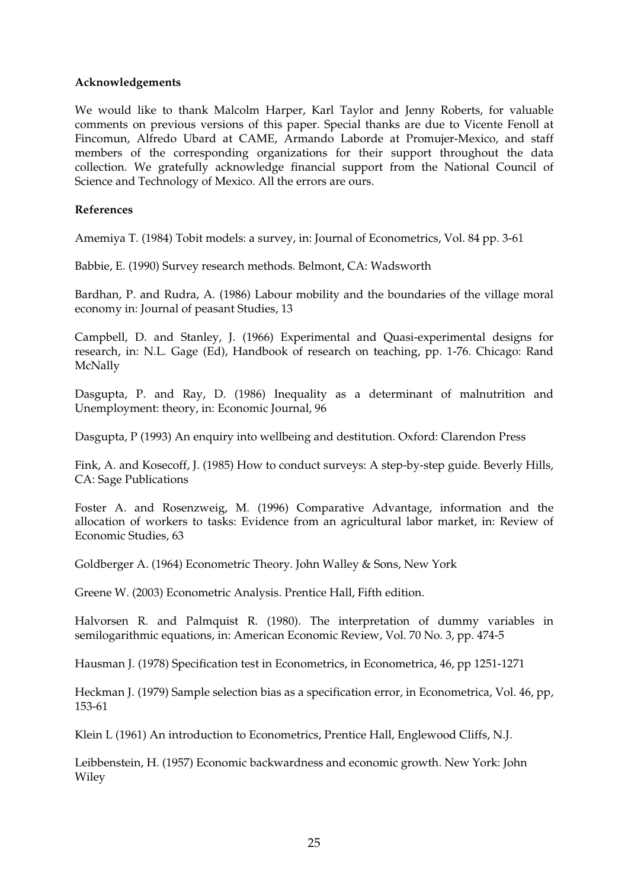**Acknowledgements**

We would like to thank Malcolm Harper, Karl Taylor and Jenny Roberts, for valuable comments on previous versions of this paper. Special thanks are due to Vicente Fenoll at Fincomun, Alfredo Ubard at CAME, Armando Laborde at Promujer-Mexico, and staff members of the corresponding organizations for their support throughout the data collection. We gratefully acknowledge financial support from the National Council of Science and Technology of Mexico. All the errors are ours.

**References**

Amemiya T. (1984) Tobit models: a survey, in: Journal of Econometrics, Vol. 84 pp. 3-61

Babbie, E. (1990) Survey research methods. Belmont, CA: Wadsworth

Bardhan, P. and Rudra, A. (1986) Labour mobility and the boundaries of the village moral economy in: Journal of peasant Studies, 13

Campbell, D. and Stanley, J. (1966) Experimental and Quasi-experimental designs for research, in: N.L. Gage (Ed), Handbook of research on teaching, pp. 1-76. Chicago: Rand McNally

Dasgupta, P. and Ray, D. (1986) Inequality as a determinant of malnutrition and Unemployment: theory, in: Economic Journal, 96

Dasgupta, P (1993) An enquiry into wellbeing and destitution. Oxford: Clarendon Press

Fink, A. and Kosecoff, J. (1985) How to conduct surveys: A step-by-step guide. Beverly Hills, CA: Sage Publications

Foster A. and Rosenzweig, M. (1996) Comparative Advantage, information and the allocation of workers to tasks: Evidence from an agricultural labor market, in: Review of Economic Studies, 63

Goldberger A. (1964) Econometric Theory. John Walley & Sons, New York

Greene W. (2003) Econometric Analysis. Prentice Hall, Fifth edition.

Halvorsen R. and Palmquist R. (1980). The interpretation of dummy variables in semilogarithmic equations, in: American Economic Review, Vol. 70 No. 3, pp. 474-5

Hausman J. (1978) Specification test in Econometrics, in Econometrica, 46, pp 1251-1271

Heckman J. (1979) Sample selection bias as a specification error, in Econometrica, Vol. 46, pp, 153-61

Klein L (1961) An introduction to Econometrics, Prentice Hall, Englewood Cliffs, N.J.

Leibbenstein, H. (1957) Economic backwardness and economic growth. New York: John Wiley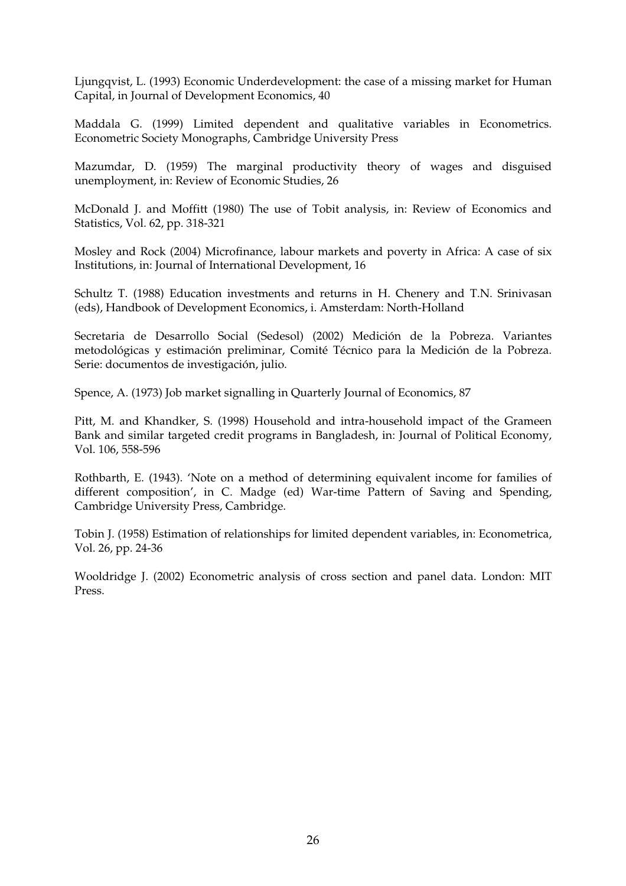Ljungqvist, L. (1993) Economic Underdevelopment: the case of a missing market for Human Capital, in Journal of Development Economics, 40

Maddala G. (1999) Limited dependent and qualitative variables in Econometrics. Econometric Society Monographs, Cambridge University Press

Mazumdar, D. (1959) The marginal productivity theory of wages and disguised unemployment, in: Review of Economic Studies, 26

McDonald J. and Moffitt (1980) The use of Tobit analysis, in: Review of Economics and Statistics, Vol. 62, pp. 318-321

Mosley and Rock (2004) Microfinance, labour markets and poverty in Africa: A case of six Institutions, in: Journal of International Development, 16

Schultz T. (1988) Education investments and returns in H. Chenery and T.N. Srinivasan (eds), Handbook of Development Economics, i. Amsterdam: North-Holland

Secretaria de Desarrollo Social (Sedesol) (2002) Medición de la Pobreza. Variantes metodológicas y estimación preliminar, Comité Técnico para la Medición de la Pobreza. Serie: documentos de investigación, julio.

Spence, A. (1973) Job market signalling in Quarterly Journal of Economics, 87

Pitt, M. and Khandker, S. (1998) Household and intra-household impact of the Grameen Bank and similar targeted credit programs in Bangladesh, in: Journal of Political Economy, Vol. 106, 558-596

Rothbarth, E. (1943). 'Note on a method of determining equivalent income for families of different composition', in C. Madge (ed) War-time Pattern of Saving and Spending, Cambridge University Press, Cambridge.

Tobin J. (1958) Estimation of relationships for limited dependent variables, in: Econometrica, Vol. 26, pp. 24-36

Wooldridge J. (2002) Econometric analysis of cross section and panel data. London: MIT Press.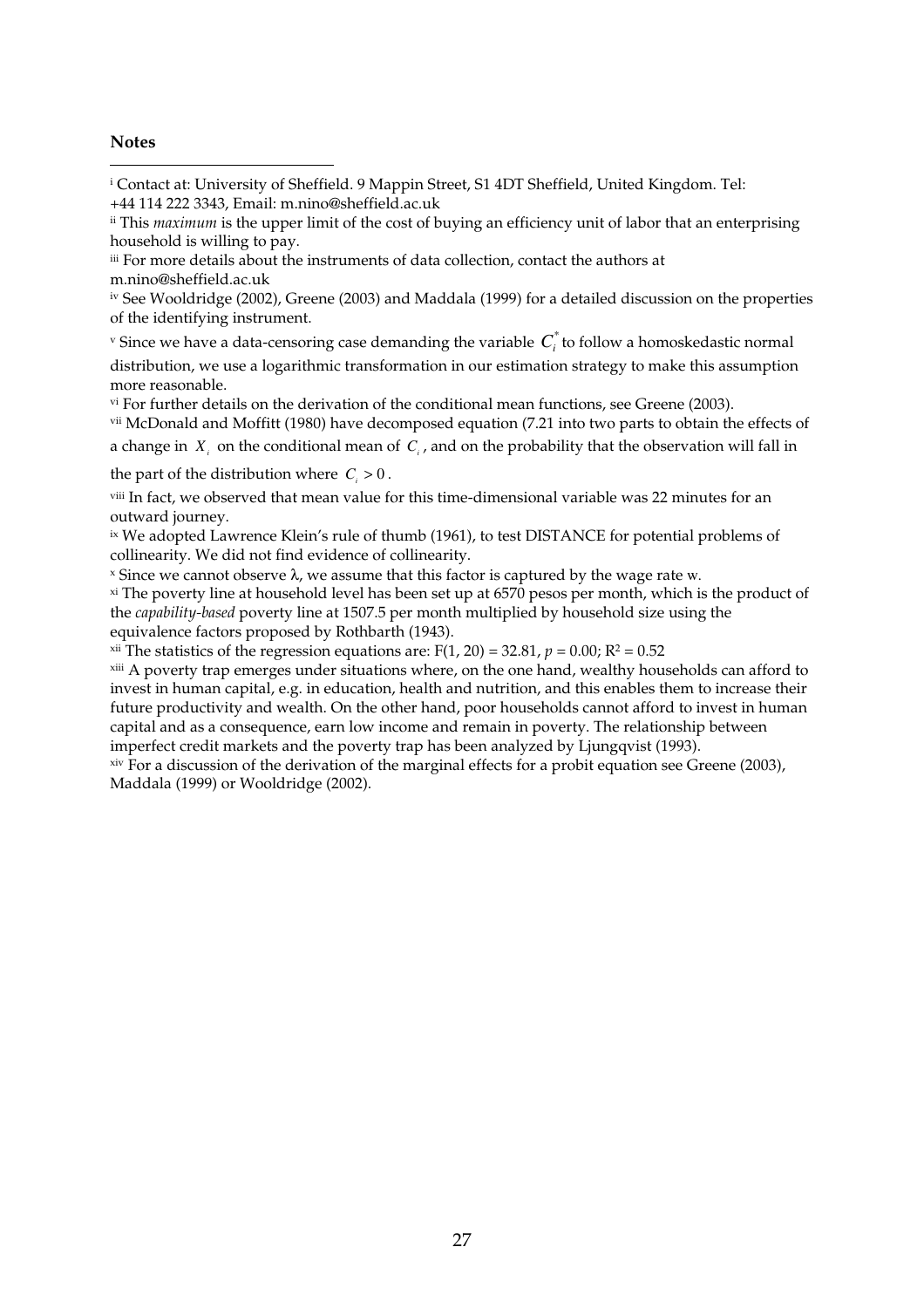**Notes**

---

[i] Contact at: University of Sheffield. 9 Mappin Street, S1 4DT Sheffield, United Kingdom. Tel: +44 114 222 3343, Email: m.nino@sheffield.ac.uk

[ii] This *maximum* is the upper limit of the cost of buying an efficiency unit of labor that an enterprising household is willing to pay.

[iii] For more details about the instruments of data collection, contact the authors at m.nino@sheffield.ac.uk

[iv] See Wooldridge (2002), Greene (2003) and Maddala (1999) for a detailed discussion on the properties of the identifying instrument.

[v] Since we have a data-censoring case demanding the variable $C_i^*$ to follow a homoskedastic normal distribution, we use a logarithmic transformation in our estimation strategy to make this assumption more reasonable.

[vi] For further details on the derivation of the conditional mean functions, see Greene (2003).

[vii] McDonald and Moffitt (1980) have decomposed equation (7.21 into two parts to obtain the effects of a change in $X_i$ on the conditional mean of $C_i$, and on the probability that the observation will fall in the part of the distribution where $C_i > 0$.

[viii] In fact, we observed that mean value for this time-dimensional variable was 22 minutes for an outward journey.

[ix] We adopted Lawrence Klein's rule of thumb (1961), to test DISTANCE for potential problems of collinearity. We did not find evidence of collinearity.

[x] Since we cannot observe $\lambda$, we assume that this factor is captured by the wage rate w.

[xi] The poverty line at household level has been set up at 6570 pesos per month, which is the product of the *capability-based* poverty line at 1507.5 per month multiplied by household size using the equivalence factors proposed by Rothbarth (1943).

[xii] The statistics of the regression equations are: $F(1, 20) = 32.81$, $p = 0.00$; $R^2 = 0.52$

[xiii] A poverty trap emerges under situations where, on the one hand, wealthy households can afford to invest in human capital, e.g. in education, health and nutrition, and this enables them to increase their future productivity and wealth. On the other hand, poor households cannot afford to invest in human capital and as a consequence, earn low income and remain in poverty. The relationship between imperfect credit markets and the poverty trap has been analyzed by Ljungqvist (1993).

[xiv] For a discussion of the derivation of the marginal effects for a probit equation see Greene (2003), Maddala (1999) or Wooldridge (2002).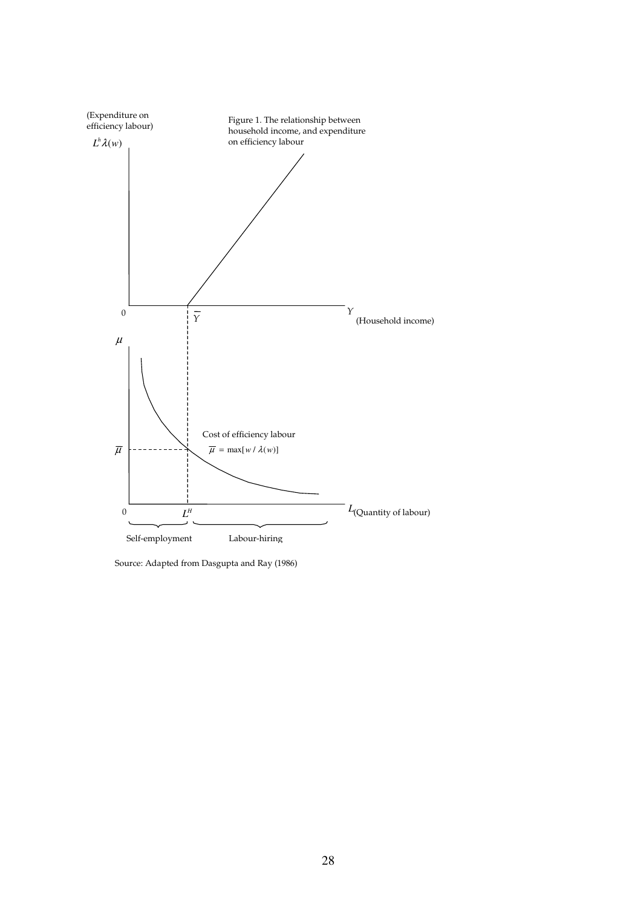Figure 1. The relationship between household income, and expenditure on efficiency labour

(Expenditure on efficiency labour)

$L^h \lambda(w)$

$Y$ (Household income)

$\overline{Y}$

$\mu$

Cost of efficiency labour

$\overline{\mu} = \max[w / \lambda(w)]$

$\overline{\mu}$

$L^H$

$L$ (Quantity of labour)

Self-employment

Labour-hiring

Source: Adapted from Dasgupta and Ray (1986)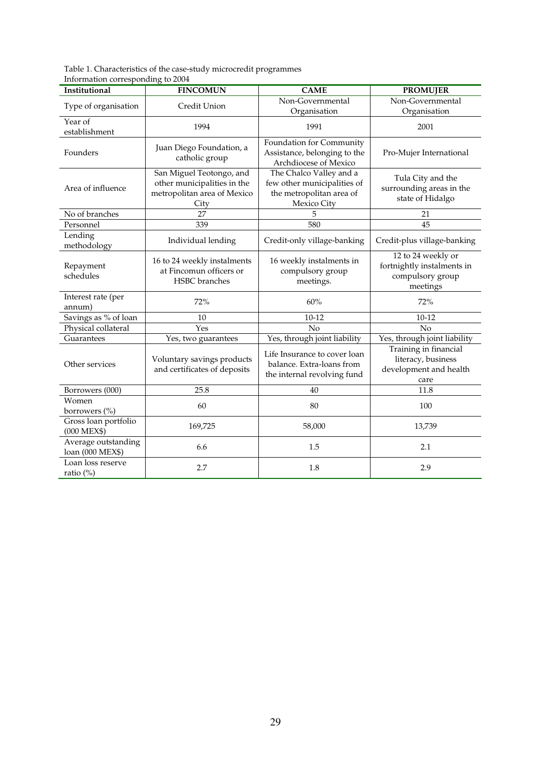Table 1. Characteristics of the case-study microcredit programmes
Information corresponding to 2004

| Institutional | FINCOMUN | CAME | PROMUJER |
|---|---|---|---|
| Type of organisation | Credit Union | Non-Governmental Organisation | Non-Governmental Organisation |
| Year of establishment | 1994 | 1991 | 2001 |
| Founders | Juan Diego Foundation, a catholic group | Foundation for Community Assistance, belonging to the Archdiocese of Mexico | Pro-Mujer International |
| Area of influence | San Miguel Teotongo, and other municipalities in the metropolitan area of Mexico City | The Chalco Valley and a few other municipalities of the metropolitan area of Mexico City | Tula City and the surrounding areas in the state of Hidalgo |
| No of branches | 27 | 5 | 21 |
| Personnel | 339 | 580 | 45 |
| Lending methodology | Individual lending | Credit-only village-banking | Credit-plus village-banking |
| Repayment schedules | 16 to 24 weekly instalments at Fincomun officers or HSBC branches | 16 weekly instalments in compulsory group meetings. | 12 to 24 weekly or fortnightly instalments in compulsory group meetings |
| Interest rate (per annum) | 72% | 60% | 72% |
| Savings as % of loan | 10 | 10-12 | 10-12 |
| Physical collateral | Yes | No | No |
| Guarantees | Yes, two guarantees | Yes, through joint liability | Yes, through joint liability |
| Other services | Voluntary savings products and certificates of deposits | Life Insurance to cover loan balance. Extra-loans from the internal revolving fund | Training in financial literacy, business development and health care |
| Borrowers (000) | 25.8 | 40 | 11.8 |
| Women borrowers (%) | 60 | 80 | 100 |
| Gross loan portfolio (000 MEX$) | 169,725 | 58,000 | 13,739 |
| Average outstanding loan (000 MEX$) | 6.6 | 1.5 | 2.1 |
| Loan loss reserve ratio (%) | 2.7 | 1.8 | 2.9 |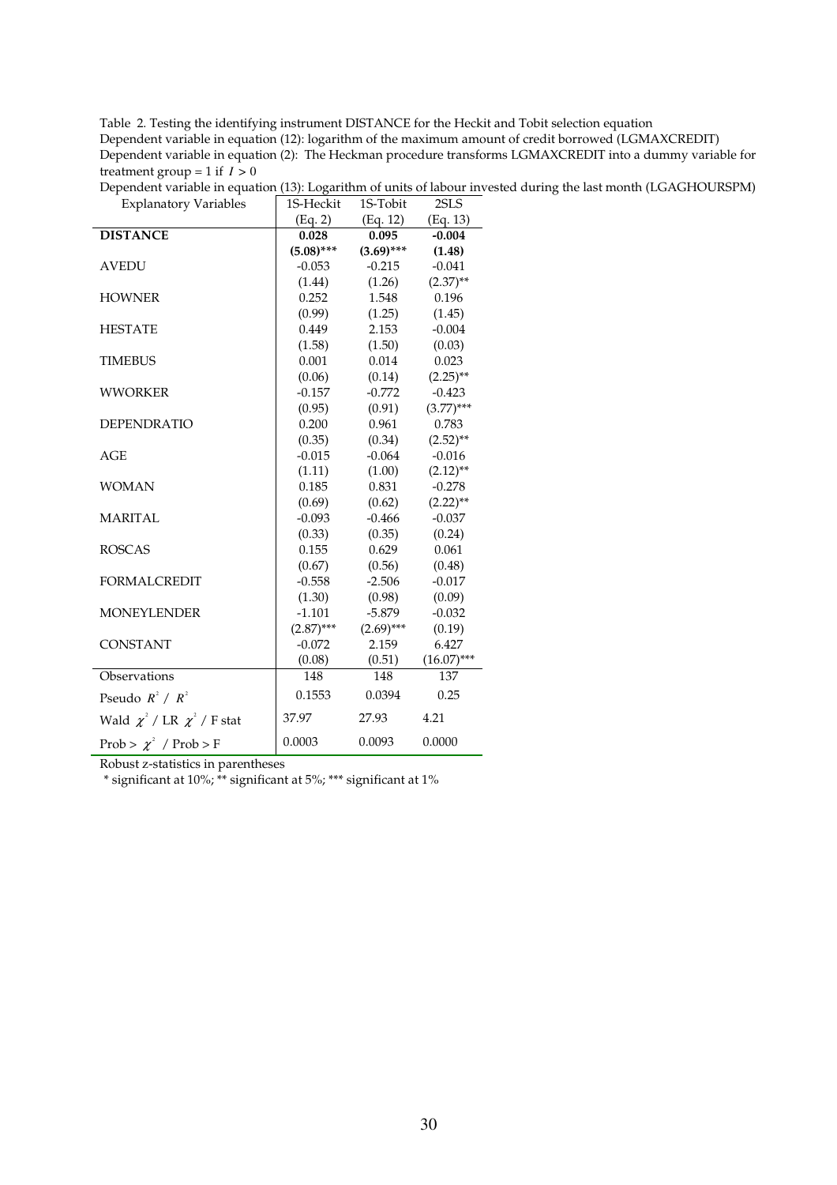Table 2. Testing the identifying instrument DISTANCE for the Heckit and Tobit selection equation

Dependent variable in equation (12): logarithm of the maximum amount of credit borrowed (LGMAXCREDIT)

Dependent variable in equation (2): The Heckman procedure transforms LGMAXCREDIT into a dummy variable for treatment group = 1 if $I > 0$

Dependent variable in equation (13): Logarithm of units of labour invested during the last month (LGAGHOURSPM)

| Explanatory Variables | 1S-Heckit | 1S-Tobit | 2SLS |
|---|---|---|---|
| | (Eq. 2) | (Eq. 12) | (Eq. 13) |
| **DISTANCE** | **0.028** | **0.095** | **-0.004** |
| | **(5.08)*** | **(3.69)*** | **(1.48)** |
| AVEDU | -0.053 | -0.215 | -0.041 |
| | (1.44) | (1.26) | (2.37)** |
| HOWNER | 0.252 | 1.548 | 0.196 |
| | (0.99) | (1.25) | (1.45) |
| HESTATE | 0.449 | 2.153 | -0.004 |
| | (1.58) | (1.50) | (0.03) |
| TIMEBUS | 0.001 | 0.014 | 0.023 |
| | (0.06) | (0.14) | (2.25)** |
| WWORKER | -0.157 | -0.772 | -0.423 |
| | (0.95) | (0.91) | (3.77)*** |
| DEPENDRATIO | 0.200 | 0.961 | 0.783 |
| | (0.35) | (0.34) | (2.52)** |
| AGE | -0.015 | -0.064 | -0.016 |
| | (1.11) | (1.00) | (2.12)** |
| WOMAN | 0.185 | 0.831 | -0.278 |
| | (0.69) | (0.62) | (2.22)** |
| MARITAL | -0.093 | -0.466 | -0.037 |
| | (0.33) | (0.35) | (0.24) |
| ROSCAS | 0.155 | 0.629 | 0.061 |
| | (0.67) | (0.56) | (0.48) |
| FORMALCREDIT | -0.558 | -2.506 | -0.017 |
| | (1.30) | (0.98) | (0.09) |
| MONEYLENDER | -1.101 | -5.879 | -0.032 |
| | (2.87)*** | (2.69)*** | (0.19) |
| CONSTANT | -0.072 | 2.159 | 6.427 |
| | (0.08) | (0.51) | (16.07)*** |
| Observations | 148 | 148 | 137 |
| Pseudo $R^2$ / $R^2$ | 0.1553 | 0.0394 | 0.25 |
| Wald $\chi^2$ / LR $\chi^2$ / F stat | 37.97 | 27.93 | 4.21 |
| Prob > $\chi^2$ / Prob > F | 0.0003 | 0.0093 | 0.0000 |

Robust z-statistics in parentheses

* significant at 10%; ** significant at 5%; *** significant at 1%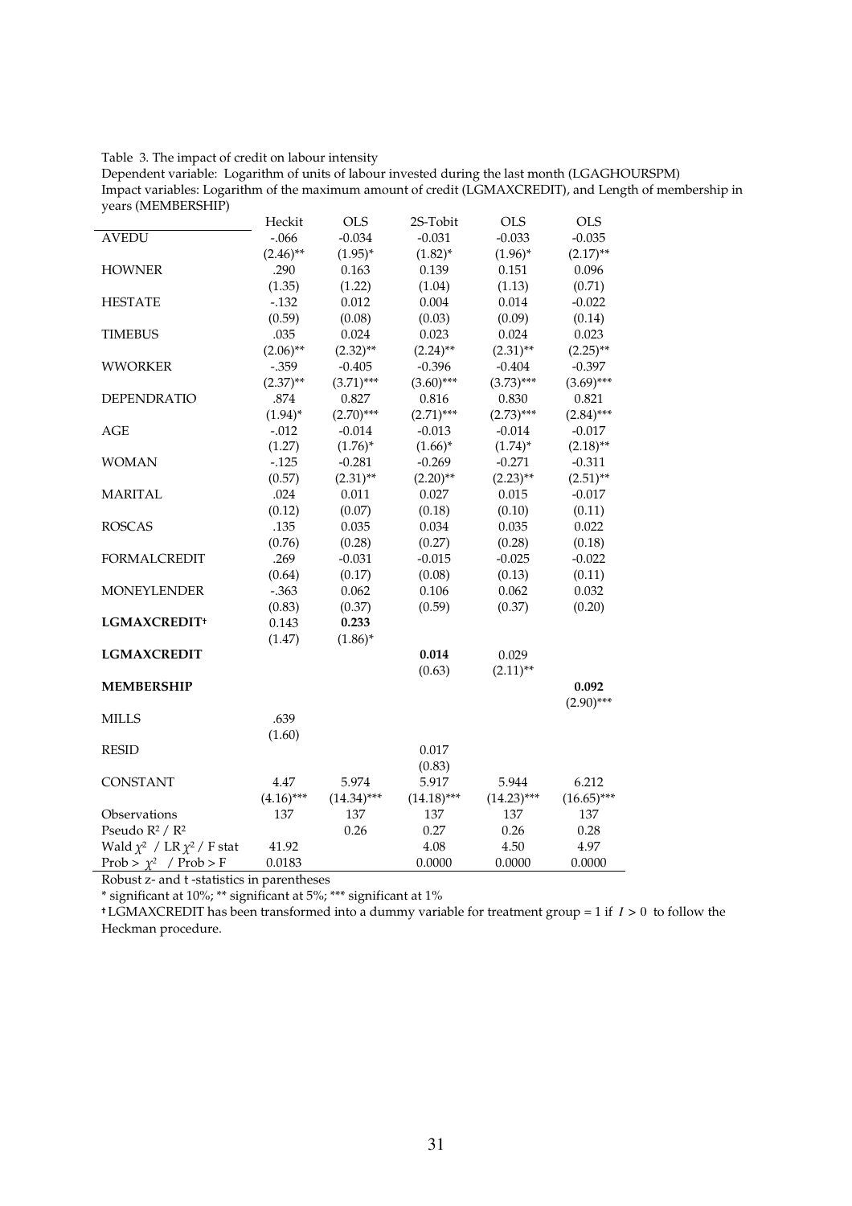Table 3. The impact of credit on labour intensity

Dependent variable: Logarithm of units of labour invested during the last month (LGAGHOURSPM)

Impact variables: Logarithm of the maximum amount of credit (LGMAXCREDIT), and Length of membership in years (MEMBERSHIP)

| | Heckit | OLS | 2S-Tobit | OLS | OLS |
|---|---|---|---|---|---|
| AVEDU | -.066 | -0.034 | -0.031 | -0.033 | -0.035 |
| | (2.46)** | (1.95)* | (1.82)* | (1.96)* | (2.17)** |
| HOWNER | .290 | 0.163 | 0.139 | 0.151 | 0.096 |
| | (1.35) | (1.22) | (1.04) | (1.13) | (0.71) |
| HESTATE | -.132 | 0.012 | 0.004 | 0.014 | -0.022 |
| | (0.59) | (0.08) | (0.03) | (0.09) | (0.14) |
| TIMEBUS | .035 | 0.024 | 0.023 | 0.024 | 0.023 |
| | (2.06)** | (2.32)** | (2.24)** | (2.31)** | (2.25)** |
| WWORKER | -.359 | -0.405 | -0.396 | -0.404 | -0.397 |
| | (2.37)** | (3.71)*** | (3.60)*** | (3.73)*** | (3.69)*** |
| DEPENDRATIO | .874 | 0.827 | 0.816 | 0.830 | 0.821 |
| | (1.94)* | (2.70)*** | (2.71)*** | (2.73)*** | (2.84)*** |
| AGE | -.012 | -0.014 | -0.013 | -0.014 | -0.017 |
| | (1.27) | (1.76)* | (1.66)* | (1.74)* | (2.18)** |
| WOMAN | -.125 | -0.281 | -0.269 | -0.271 | -0.311 |
| | (0.57) | (2.31)** | (2.20)** | (2.23)** | (2.51)** |
| MARITAL | .024 | 0.011 | 0.027 | 0.015 | -0.017 |
| | (0.12) | (0.07) | (0.18) | (0.10) | (0.11) |
| ROSCAS | .135 | 0.035 | 0.034 | 0.035 | 0.022 |
| | (0.76) | (0.28) | (0.27) | (0.28) | (0.18) |
| FORMALCREDIT | .269 | -0.031 | -0.015 | -0.025 | -0.022 |
| | (0.64) | (0.17) | (0.08) | (0.13) | (0.11) |
| MONEYLENDER | -.363 | 0.062 | 0.106 | 0.062 | 0.032 |
| | (0.83) | (0.37) | (0.59) | (0.37) | (0.20) |
| **LGMAXCREDIT†** | 0.143 | **0.233** | | | |
| | (1.47) | (1.86)* | | | |
| **LGMAXCREDIT** | | | **0.014** | 0.029 | |
| | | | (0.63) | (2.11)** | |
| **MEMBERSHIP** | | | | | **0.092** |
| | | | | | (2.90)*** |
| MILLS | .639 | | | | |
| | (1.60) | | | | |
| RESID | | | 0.017 | | |
| | | | (0.83) | | |
| CONSTANT | 4.47 | 5.974 | 5.917 | 5.944 | 6.212 |
| | (4.16)*** | (14.34)*** | (14.18)*** | (14.23)*** | (16.65)*** |
| Observations | 137 | 137 | 137 | 137 | 137 |
| Pseudo $R^2$ / $R^2$ | | 0.26 | 0.27 | 0.26 | 0.28 |
| Wald $\chi^2$ / LR $\chi^2$ / F stat | 41.92 | | 4.08 | 4.50 | 4.97 |
| Prob > $\chi^2$ / Prob > F | 0.0183 | | 0.0000 | 0.0000 | 0.0000 |

Robust z- and t -statistics in parentheses

\* significant at 10%; ** significant at 5%; *** significant at 1%

† LGMAXCREDIT has been transformed into a dummy variable for treatment group = 1 if $I > 0$ to follow the Heckman procedure.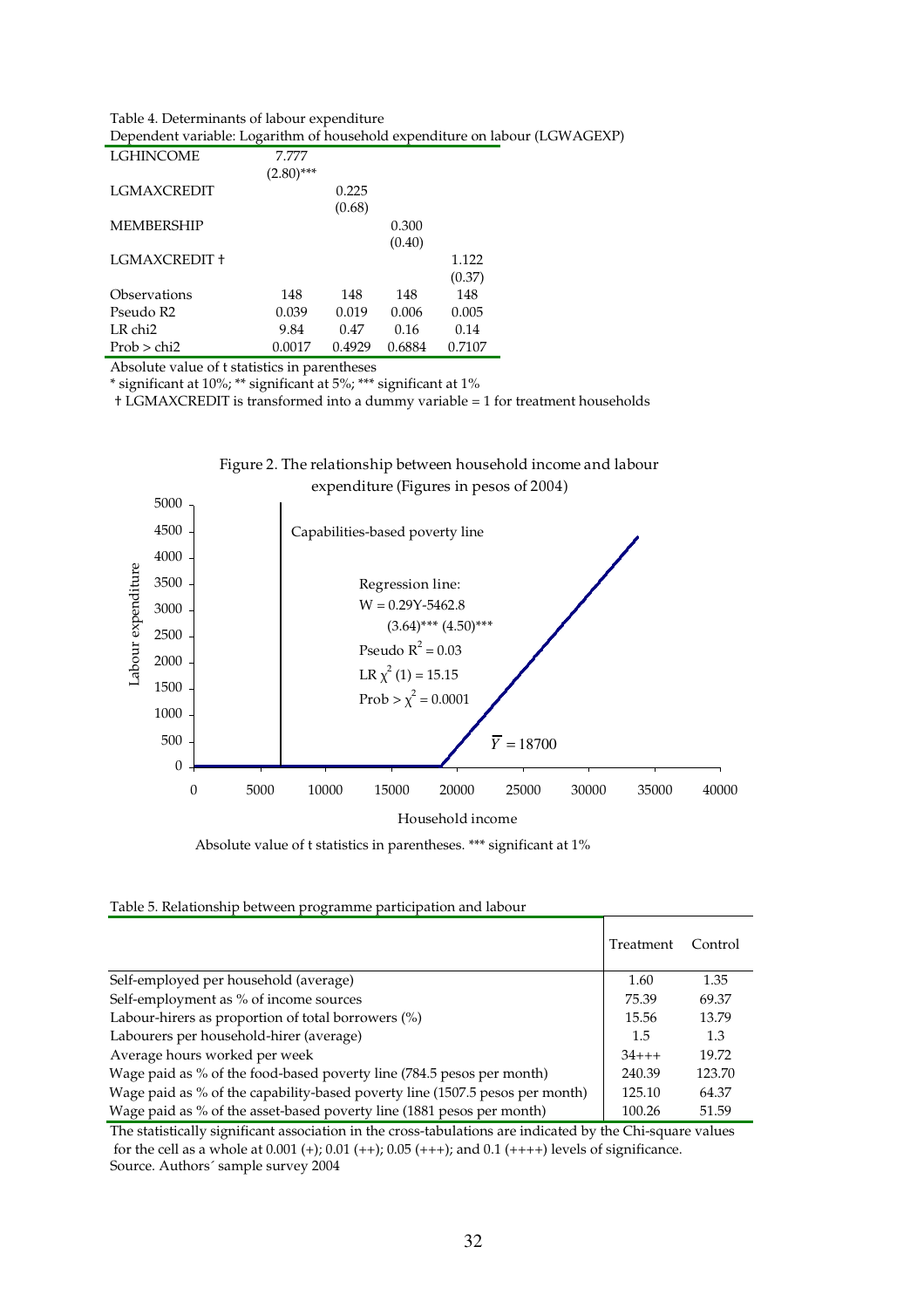Table 4. Determinants of labour expenditure

Dependent variable: Logarithm of household expenditure on labour (LGWAGEXP)

| | | | | |
|---|---|---|---|---|
| LGHINCOME | 7.777 | | | |
| | (2.80)*** | | | |
| LGMAXCREDIT | | 0.225 | | |
| | | (0.68) | | |
| MEMBERSHIP | | | 0.300 | |
| | | | (0.40) | |
| LGMAXCREDIT † | | | | 1.122 |
| | | | | (0.37) |
| Observations | 148 | 148 | 148 | 148 |
| Pseudo R2 | 0.039 | 0.019 | 0.006 | 0.005 |
| LR chi2 | 9.84 | 0.47 | 0.16 | 0.14 |
| Prob > chi2 | 0.0017 | 0.4929 | 0.6884 | 0.7107 |

Absolute value of t statistics in parentheses

\* significant at 10%; ** significant at 5%; *** significant at 1%

† LGMAXCREDIT is transformed into a dummy variable = 1 for treatment households

Figure 2. The relationship between household income and labour expenditure (Figures in pesos of 2004)

Capabilities-based poverty line

Regression line:
$W = 0.29Y - 5462.8$
(3.64)*** (4.50)***
Pseudo $R^2 = 0.03$
LR $\chi^2(1) = 15.15$
Prob > $\chi^2 = 0.0001$

$\overline{Y} = 18700$

Labour expenditure

Household income

Absolute value of t statistics in parentheses. *** significant at 1%

Table 5. Relationship between programme participation and labour

| | Treatment | Control |
|---|---|---|
| Self-employed per household (average) | 1.60 | 1.35 |
| Self-employment as % of income sources | 75.39 | 69.37 |
| Labour-hirers as proportion of total borrowers (%) | 15.56 | 13.79 |
| Labourers per household-hirer (average) | 1.5 | 1.3 |
| Average hours worked per week | 34+++ | 19.72 |
| Wage paid as % of the food-based poverty line (784.5 pesos per month) | 240.39 | 123.70 |
| Wage paid as % of the capability-based poverty line (1507.5 pesos per month) | 125.10 | 64.37 |
| Wage paid as % of the asset-based poverty line (1881 pesos per month) | 100.26 | 51.59 |

The statistically significant association in the cross-tabulations are indicated by the Chi-square values for the cell as a whole at 0.001 (+); 0.01 (++); 0.05 (+++); and 0.1 (++++) levels of significance.

Source. Authors´ sample survey 2004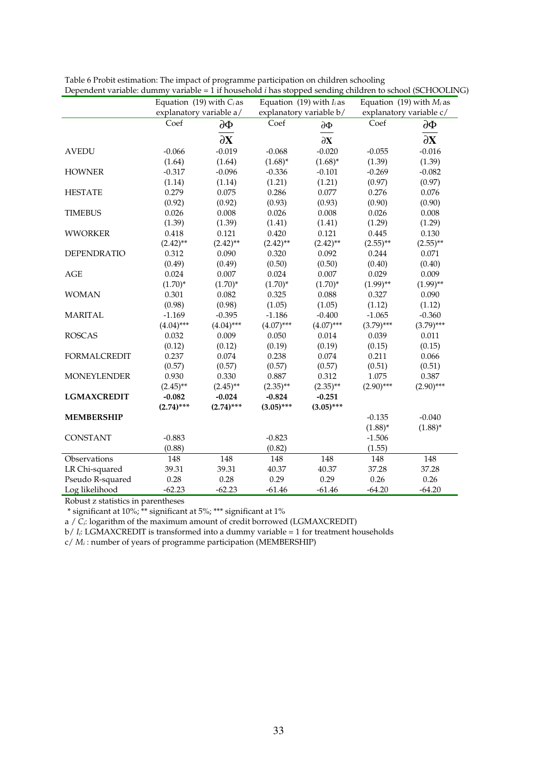Table 6 Probit estimation: The impact of programme participation on children schooling
Dependent variable: dummy variable = 1 if household *i* has stopped sending children to school (SCHOOLING)

| | Equation (19) with $C_i$ as explanatory variable a/ | | Equation (19) with $I_i$ as explanatory variable b/ | | Equation (19) with $M_i$ as explanatory variable c/ | |
|---|---|---|---|---|---|---|
| | Coef | $\frac{\partial \Phi}{\partial \mathbf{X}}$ | Coef | $\frac{\partial \Phi}{\partial \mathbf{X}}$ | Coef | $\frac{\partial \Phi}{\partial \mathbf{X}}$ |
| AVEDU | -0.066 | -0.019 | -0.068 | -0.020 | -0.055 | -0.016 |
| | (1.64) | (1.64) | (1.68)* | (1.68)* | (1.39) | (1.39) |
| HOWNER | -0.317 | -0.096 | -0.336 | -0.101 | -0.269 | -0.082 |
| | (1.14) | (1.14) | (1.21) | (1.21) | (0.97) | (0.97) |
| HESTATE | 0.279 | 0.075 | 0.286 | 0.077 | 0.276 | 0.076 |
| | (0.92) | (0.92) | (0.93) | (0.93) | (0.90) | (0.90) |
| TIMEBUS | 0.026 | 0.008 | 0.026 | 0.008 | 0.026 | 0.008 |
| | (1.39) | (1.39) | (1.41) | (1.41) | (1.29) | (1.29) |
| WWORKER | 0.418 | 0.121 | 0.420 | 0.121 | 0.445 | 0.130 |
| | (2.42)** | (2.42)** | (2.42)** | (2.42)** | (2.55)** | (2.55)** |
| DEPENDRATIO | 0.312 | 0.090 | 0.320 | 0.092 | 0.244 | 0.071 |
| | (0.49) | (0.49) | (0.50) | (0.50) | (0.40) | (0.40) |
| AGE | 0.024 | 0.007 | 0.024 | 0.007 | 0.029 | 0.009 |
| | (1.70)* | (1.70)* | (1.70)* | (1.70)* | (1.99)** | (1.99)** |
| WOMAN | 0.301 | 0.082 | 0.325 | 0.088 | 0.327 | 0.090 |
| | (0.98) | (0.98) | (1.05) | (1.05) | (1.12) | (1.12) |
| MARITAL | -1.169 | -0.395 | -1.186 | -0.400 | -1.065 | -0.360 |
| | (4.04)*** | (4.04)*** | (4.07)*** | (4.07)*** | (3.79)*** | (3.79)*** |
| ROSCAS | 0.032 | 0.009 | 0.050 | 0.014 | 0.039 | 0.011 |
| | (0.12) | (0.12) | (0.19) | (0.19) | (0.15) | (0.15) |
| FORMALCREDIT | 0.237 | 0.074 | 0.238 | 0.074 | 0.211 | 0.066 |
| | (0.57) | (0.57) | (0.57) | (0.57) | (0.51) | (0.51) |
| MONEYLENDER | 0.930 | 0.330 | 0.887 | 0.312 | 1.075 | 0.387 |
| | (2.45)** | (2.45)** | (2.35)** | (2.35)** | (2.90)*** | (2.90)*** |
| **LGMAXCREDIT** | **-0.082** | **-0.024** | **-0.824** | **-0.251** | | |
| | **(2.74)*** ** | **(2.74)*** ** | **(3.05)*** ** | **(3.05)*** ** | | |
| **MEMBERSHIP** | | | | | -0.135 | -0.040 |
| | | | | | (1.88)* | (1.88)* |
| CONSTANT | -0.883 | | -0.823 | | -1.506 | |
| | (0.88) | | (0.82) | | (1.55) | |
| Observations | 148 | 148 | 148 | 148 | 148 | 148 |
| LR Chi-squared | 39.31 | 39.31 | 40.37 | 40.37 | 37.28 | 37.28 |
| Pseudo R-squared | 0.28 | 0.28 | 0.29 | 0.29 | 0.26 | 0.26 |
| Log likelihood | -62.23 | -62.23 | -61.46 | -61.46 | -64.20 | -64.20 |

Robust z statistics in parentheses

* significant at 10%; ** significant at 5%; *** significant at 1%

a / $C_i$: logarithm of the maximum amount of credit borrowed (LGMAXCREDIT)

b/ $I_i$: LGMAXCREDIT is transformed into a dummy variable = 1 for treatment households

c/ $M_i$ : number of years of programme participation (MEMBERSHIP)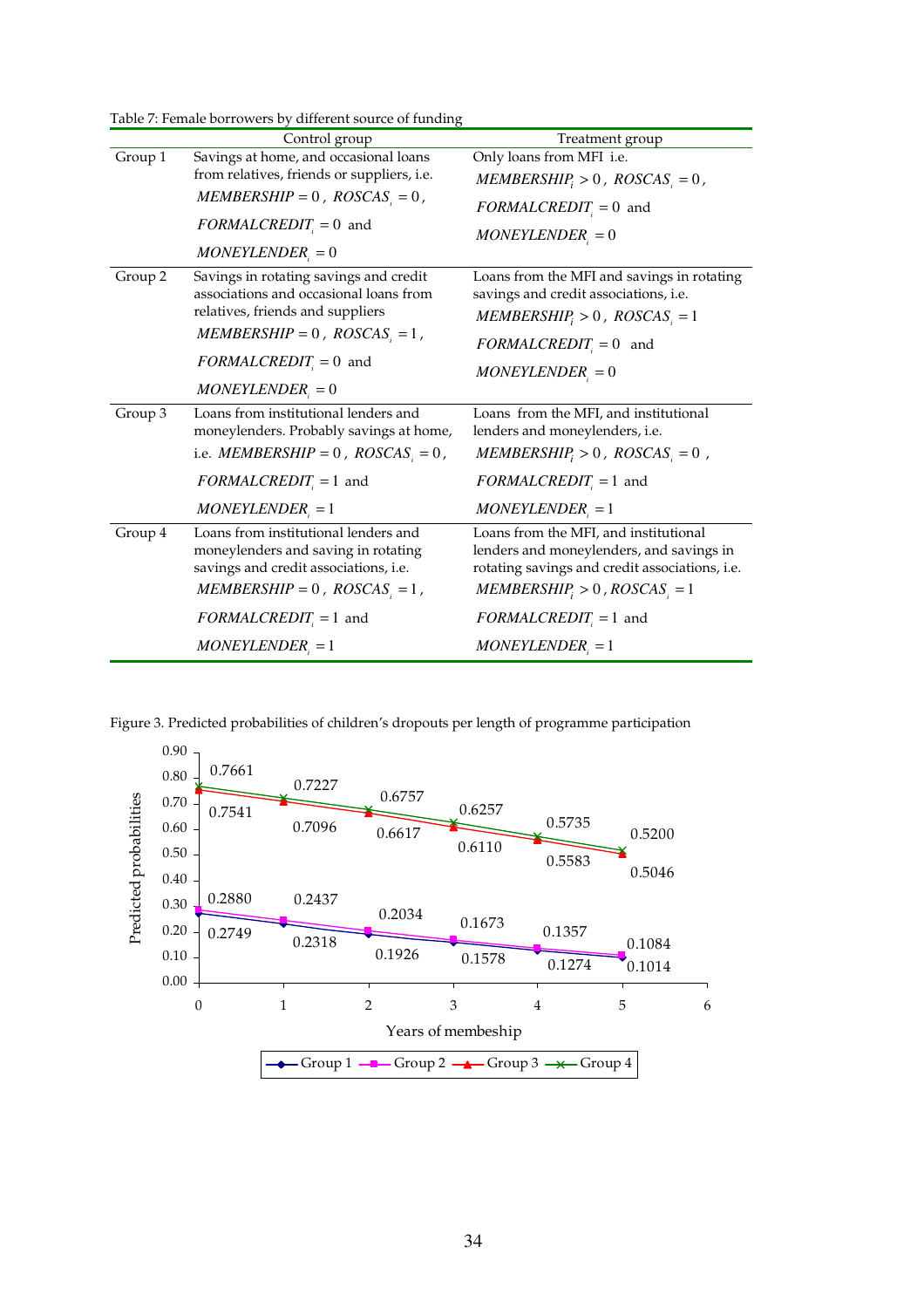Table 7: Female borrowers by different source of funding

| | Control group | Treatment group |
|---|---|---|
| Group 1 | Savings at home, and occasional loans from relatives, friends or suppliers, i.e. $MEMBERSHIP = 0$, $ROSCAS_i = 0$, $FORMALCREDIT_i = 0$ and $MONEYLENDER_i = 0$ | Only loans from MFI i.e. $MEMBERSHIP_i > 0$, $ROSCAS_i = 0$, $FORMALCREDIT_i = 0$ and $MONEYLENDER_i = 0$ |
| Group 2 | Savings in rotating savings and credit associations and occasional loans from relatives, friends and suppliers $MEMBERSHIP = 0$, $ROSCAS_i = 1$, $FORMALCREDIT_i = 0$ and $MONEYLENDER_i = 0$ | Loans from the MFI and savings in rotating savings and credit associations, i.e. $MEMBERSHIP_i > 0$, $ROSCAS_i = 1$ $FORMALCREDIT_i = 0$ and $MONEYLENDER_i = 0$ |
| Group 3 | Loans from institutional lenders and moneylenders. Probably savings at home, i.e. $MEMBERSHIP = 0$, $ROSCAS_i = 0$, $FORMALCREDIT_i = 1$ and $MONEYLENDER_i = 1$ | Loans from the MFI, and institutional lenders and moneylenders, i.e. $MEMBERSHIP_i > 0$, $ROSCAS_i = 0$, $FORMALCREDIT_i = 1$ and $MONEYLENDER_i = 1$ |
| Group 4 | Loans from institutional lenders and moneylenders and saving in rotating savings and credit associations, i.e. $MEMBERSHIP = 0$, $ROSCAS_i = 1$, $FORMALCREDIT_i = 1$ and $MONEYLENDER_i = 1$ | Loans from the MFI, and institutional lenders and moneylenders, and savings in rotating savings and credit associations, i.e. $MEMBERSHIP_i > 0$, $ROSCAS_i = 1$ $FORMALCREDIT_i = 1$ and $MONEYLENDER_i = 1$ |

Figure 3. Predicted probabilities of children's dropouts per length of programme participation

| Years of membeship | Group 1 | Group 2 | Group 3 | Group 4 |
|---|---|---|---|---|
| 0 | 0.2749 | 0.2880 | 0.7541 | 0.7661 |
| 1 | 0.2318 | 0.2437 | 0.7096 | 0.7227 |
| 2 | 0.1926 | 0.2034 | 0.6617 | 0.6757 |
| 3 | 0.1578 | 0.1673 | 0.6110 | 0.6257 |
| 4 | 0.1274 | 0.1357 | 0.5583 | 0.5735 |
| 5 | 0.1014 | 0.1084 | 0.5046 | 0.5200 |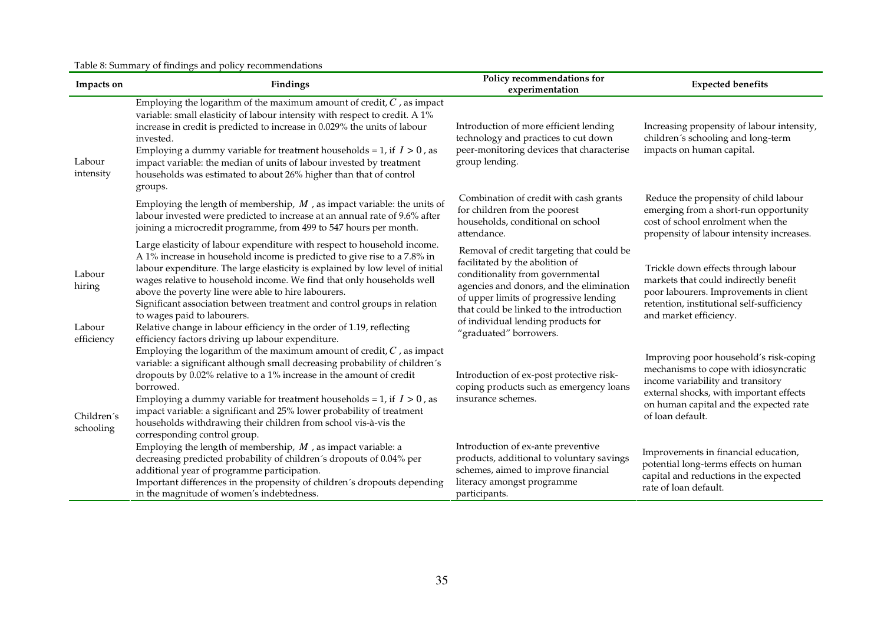Table 8: Summary of findings and policy recommendations

| Impacts on | Findings | Policy recommendations for experimentation | Expected benefits |
|---|---|---|---|
| Labour intensity | Employing the logarithm of the maximum amount of credit, $C$, as impact variable: small elasticity of labour intensity with respect to credit. A 1% increase in credit is predicted to increase in 0.029% the units of labour invested. Employing a dummy variable for treatment households = 1, if $I > 0$, as impact variable: the median of units of labour invested by treatment households was estimated to about 26% higher than that of control groups. | Introduction of more efficient lending technology and practices to cut down peer-monitoring devices that characterise group lending. | Increasing propensity of labour intensity, children´s schooling and long-term impacts on human capital. |
| | Employing the length of membership, $M$, as impact variable: the units of labour invested were predicted to increase at an annual rate of 9.6% after joining a microcredit programme, from 499 to 547 hours per month. | Combination of credit with cash grants for children from the poorest households, conditional on school attendance. | Reduce the propensity of child labour emerging from a short-run opportunity cost of school enrolment when the propensity of labour intensity increases. |
| Labour hiring | Large elasticity of labour expenditure with respect to household income. A 1% increase in household income is predicted to give rise to a 7.8% in labour expenditure. The large elasticity is explained by low level of initial wages relative to household income. We find that only households well above the poverty line were able to hire labourers. Significant association between treatment and control groups in relation to wages paid to labourers. | Removal of credit targeting that could be facilitated by the abolition of conditionality from governmental agencies and donors, and the elimination of upper limits of progressive lending that could be linked to the introduction of individual lending products for "graduated" borrowers. | Trickle down effects through labour markets that could indirectly benefit poor labourers. Improvements in client retention, institutional self-sufficiency and market efficiency. |
| Labour efficiency | Relative change in labour efficiency in the order of 1.19, reflecting efficiency factors driving up labour expenditure. | | |
| Children´s schooling | Employing the logarithm of the maximum amount of credit, $C$, as impact variable: a significant although small decreasing probability of children´s dropouts by 0.02% relative to a 1% increase in the amount of credit borrowed. Employing a dummy variable for treatment households = 1, if $I > 0$, as impact variable: a significant and 25% lower probability of treatment households withdrawing their children from school vis-à-vis the corresponding control group. | Introduction of ex-post protective risk-coping products such as emergency loans insurance schemes. | Improving poor household's risk-coping mechanisms to cope with idiosyncratic income variability and transitory external shocks, with important effects on human capital and the expected rate of loan default. |
| | Employing the length of membership, $M$, as impact variable: a decreasing predicted probability of children´s dropouts of 0.04% per additional year of programme participation. Important differences in the propensity of children´s dropouts depending in the magnitude of women's indebtedness. | Introduction of ex-ante preventive products, additional to voluntary savings schemes, aimed to improve financial literacy amongst programme participants. | Improvements in financial education, potential long-terms effects on human capital and reductions in the expected rate of loan default. |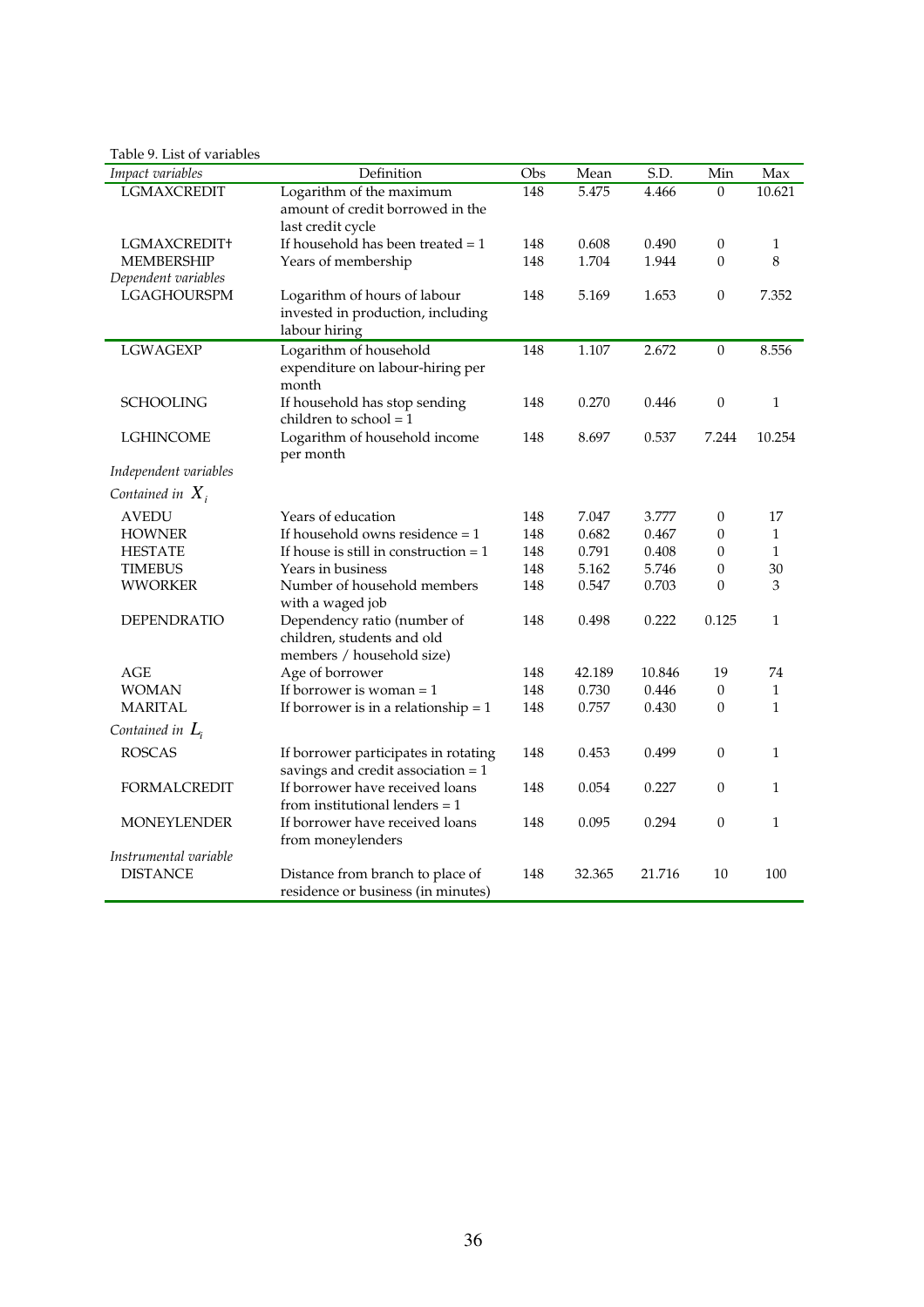Table 9. List of variables

| *Impact variables* | Definition | Obs | Mean | S.D. | Min | Max |
|---|---|---|---|---|---|---|
| LGMAXCREDIT | Logarithm of the maximum amount of credit borrowed in the last credit cycle | 148 | 5.475 | 4.466 | 0 | 10.621 |
| LGMAXCREDIT† | If household has been treated = 1 | 148 | 0.608 | 0.490 | 0 | 1 |
| MEMBERSHIP | Years of membership | 148 | 1.704 | 1.944 | 0 | 8 |
| *Dependent variables* | | | | | | |
| LGAGHOURSPM | Logarithm of hours of labour invested in production, including labour hiring | 148 | 5.169 | 1.653 | 0 | 7.352 |
| LGWAGEXP | Logarithm of household expenditure on labour-hiring per month | 148 | 1.107 | 2.672 | 0 | 8.556 |
| SCHOOLING | If household has stop sending children to school = 1 | 148 | 0.270 | 0.446 | 0 | 1 |
| LGHINCOME | Logarithm of household income per month | 148 | 8.697 | 0.537 | 7.244 | 10.254 |
| *Independent variables* | | | | | | |
| *Contained in* $X_i$ | | | | | | |
| AVEDU | Years of education | 148 | 7.047 | 3.777 | 0 | 17 |
| HOWNER | If household owns residence = 1 | 148 | 0.682 | 0.467 | 0 | 1 |
| HESTATE | If house is still in construction = 1 | 148 | 0.791 | 0.408 | 0 | 1 |
| TIMEBUS | Years in business | 148 | 5.162 | 5.746 | 0 | 30 |
| WWORKER | Number of household members with a waged job | 148 | 0.547 | 0.703 | 0 | 3 |
| DEPENDRATIO | Dependency ratio (number of children, students and old members / household size) | 148 | 0.498 | 0.222 | 0.125 | 1 |
| AGE | Age of borrower | 148 | 42.189 | 10.846 | 19 | 74 |
| WOMAN | If borrower is woman = 1 | 148 | 0.730 | 0.446 | 0 | 1 |
| MARITAL | If borrower is in a relationship = 1 | 148 | 0.757 | 0.430 | 0 | 1 |
| *Contained in* $L_i$ | | | | | | |
| ROSCAS | If borrower participates in rotating savings and credit association = 1 | 148 | 0.453 | 0.499 | 0 | 1 |
| FORMALCREDIT | If borrower have received loans from institutional lenders = 1 | 148 | 0.054 | 0.227 | 0 | 1 |
| MONEYLENDER | If borrower have received loans from moneylenders | 148 | 0.095 | 0.294 | 0 | 1 |
| *Instrumental variable* | | | | | | |
| DISTANCE | Distance from branch to place of residence or business (in minutes) | 148 | 32.365 | 21.716 | 10 | 100 |